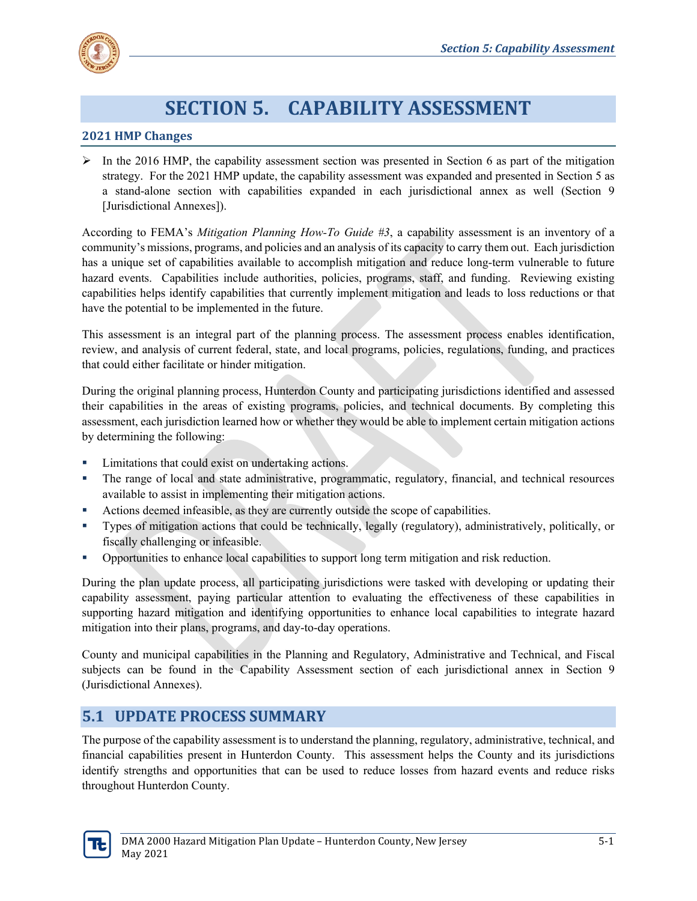# SECTION 5. CAPABILITY ASSESSMENT

### 2021 HMP Changes

- In the 2016 HMP, the capability assessment section was presented in Section 6 as part of the mitigation strategy. For the 2021 HMP update, the capability assessment was expanded and presented in Section 5 as a stand-alone section with capabilities expanded in each jurisdictional annex as well (Section 9 [Jurisdictional Annexes]).

According to FEMA's *Mitigation Planning How-To Guide #3*, a capability assessment is an inventory of a community's missions, programs, and policies and an analysis of its capacity to carry them out. Each jurisdiction has a unique set of capabilities available to accomplish mitigation and reduce long-term vulnerable to future hazard events. Capabilities include authorities, policies, programs, staff, and funding. Reviewing existing capabilities helps identify capabilities that currently implement mitigation and leads to loss reductions or that have the potential to be implemented in the future.

This assessment is an integral part of the planning process. The assessment process enables identification, review, and analysis of current federal, state, and local programs, policies, regulations, funding, and practices that could either facilitate or hinder mitigation.

During the original planning process, Hunterdon County and participating jurisdictions identified and assessed their capabilities in the areas of existing programs, policies, and technical documents. By completing this assessment, each jurisdiction learned how or whether they would be able to implement certain mitigation actions by determining the following:

- Limitations that could exist on undertaking actions.
- The range of local and state administrative, programmatic, regulatory, financial, and technical resources available to assist in implementing their mitigation actions.
- Actions deemed infeasible, as they are currently outside the scope of capabilities.
- Types of mitigation actions that could be technically, legally (regulatory), administratively, politically, or fiscally challenging or infeasible.
- Opportunities to enhance local capabilities to support long term mitigation and risk reduction.

During the plan update process, all participating jurisdictions were tasked with developing or updating their capability assessment, paying particular attention to evaluating the effectiveness of these capabilities in supporting hazard mitigation and identifying opportunities to enhance local capabilities to integrate hazard mitigation into their plans, programs, and day-to-day operations.

County and municipal capabilities in the Planning and Regulatory, Administrative and Technical, and Fiscal subjects can be found in the Capability Assessment section of each jurisdictional annex in Section 9 (Jurisdictional Annexes).

## 5.1 UPDATE PROCESS SUMMARY

The purpose of the capability assessment is to understand the planning, regulatory, administrative, technical, and financial capabilities present in Hunterdon County. This assessment helps the County and its jurisdictions identify strengths and opportunities that can be used to reduce losses from hazard events and reduce risks throughout Hunterdon County.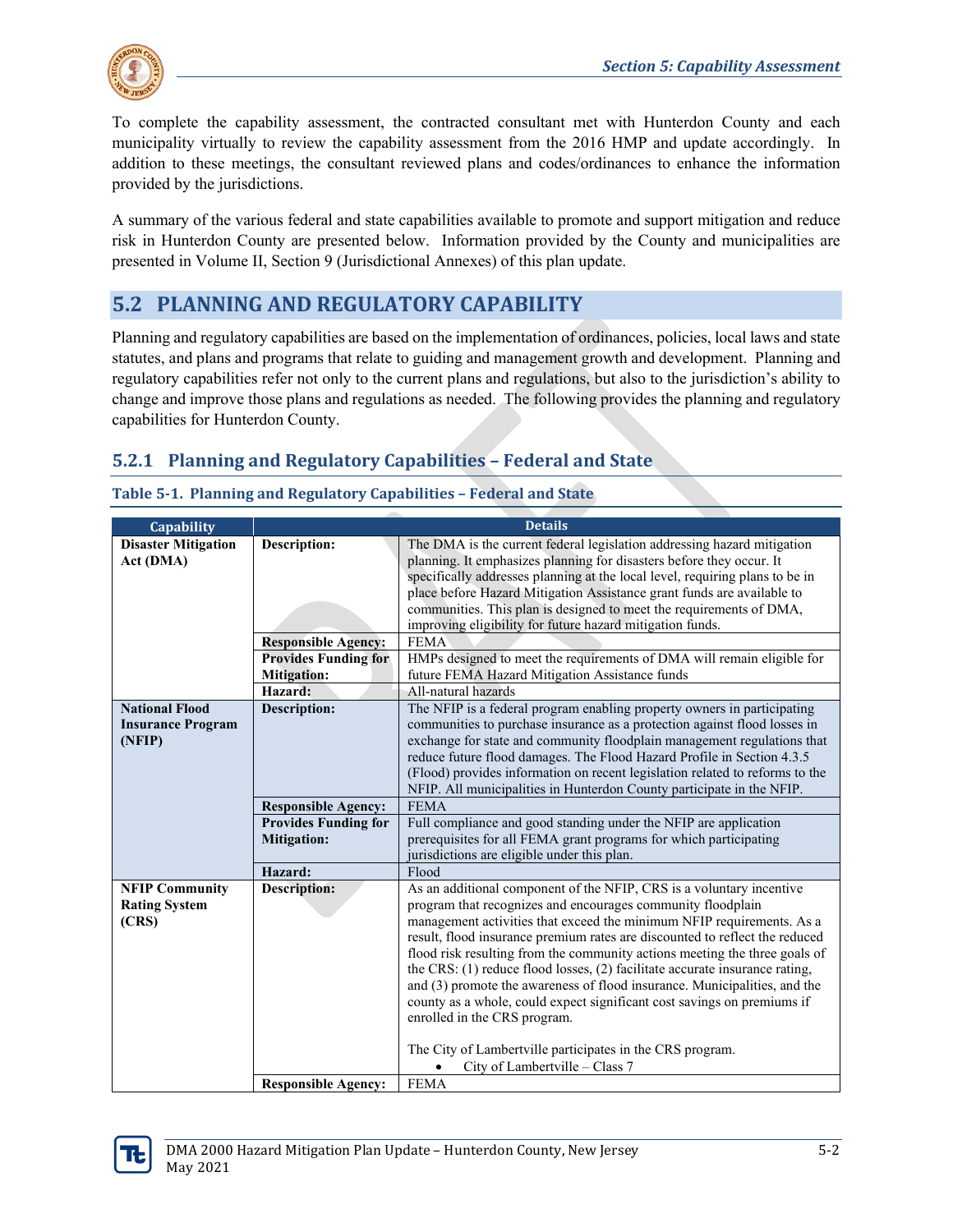To complete the capability assessment, the contracted consultant met with Hunterdon County and each municipality virtually to review the capability assessment from the 2016 HMP and update accordingly. In addition to these meetings, the consultant reviewed plans and codes/ordinances to enhance the information provided by the jurisdictions.

A summary of the various federal and state capabilities available to promote and support mitigation and reduce risk in Hunterdon County are presented below. Information provided by the County and municipalities are presented in Volume II, Section 9 (Jurisdictional Annexes) of this plan update.

## 5.2 PLANNING AND REGULATORY CAPABILITY

Planning and regulatory capabilities are based on the implementation of ordinances, policies, local laws and state statutes, and plans and programs that relate to guiding and management growth and development. Planning and regulatory capabilities refer not only to the current plans and regulations, but also to the jurisdiction's ability to change and improve those plans and regulations as needed. The following provides the planning and regulatory capabilities for Hunterdon County.

### 5.2.1 Planning and Regulatory Capabilities – Federal and State

**Table 5-1. Planning and Regulatory Capabilities – Federal and State**

| Capability | Details | |
|---|---|---|
| **Disaster Mitigation Act (DMA)** | **Description:** | The DMA is the current federal legislation addressing hazard mitigation planning. It emphasizes planning for disasters before they occur. It specifically addresses planning at the local level, requiring plans to be in place before Hazard Mitigation Assistance grant funds are available to communities. This plan is designed to meet the requirements of DMA, improving eligibility for future hazard mitigation funds. |
| | **Responsible Agency:** | FEMA |
| | **Provides Funding for Mitigation:** | HMPs designed to meet the requirements of DMA will remain eligible for future FEMA Hazard Mitigation Assistance funds |
| | **Hazard:** | All-natural hazards |
| **National Flood Insurance Program (NFIP)** | **Description:** | The NFIP is a federal program enabling property owners in participating communities to purchase insurance as a protection against flood losses in exchange for state and community floodplain management regulations that reduce future flood damages. The Flood Hazard Profile in Section 4.3.5 (Flood) provides information on recent legislation related to reforms to the NFIP. All municipalities in Hunterdon County participate in the NFIP. |
| | **Responsible Agency:** | FEMA |
| | **Provides Funding for Mitigation:** | Full compliance and good standing under the NFIP are application prerequisites for all FEMA grant programs for which participating jurisdictions are eligible under this plan. |
| | **Hazard:** | Flood |
| **NFIP Community Rating System (CRS)** | **Description:** | As an additional component of the NFIP, CRS is a voluntary incentive program that recognizes and encourages community floodplain management activities that exceed the minimum NFIP requirements. As a result, flood insurance premium rates are discounted to reflect the reduced flood risk resulting from the community actions meeting the three goals of the CRS: (1) reduce flood losses, (2) facilitate accurate insurance rating, and (3) promote the awareness of flood insurance. Municipalities, and the county as a whole, could expect significant cost savings on premiums if enrolled in the CRS program.<br><br>The City of Lambertville participates in the CRS program.<br>• City of Lambertville – Class 7 |
| | **Responsible Agency:** | FEMA |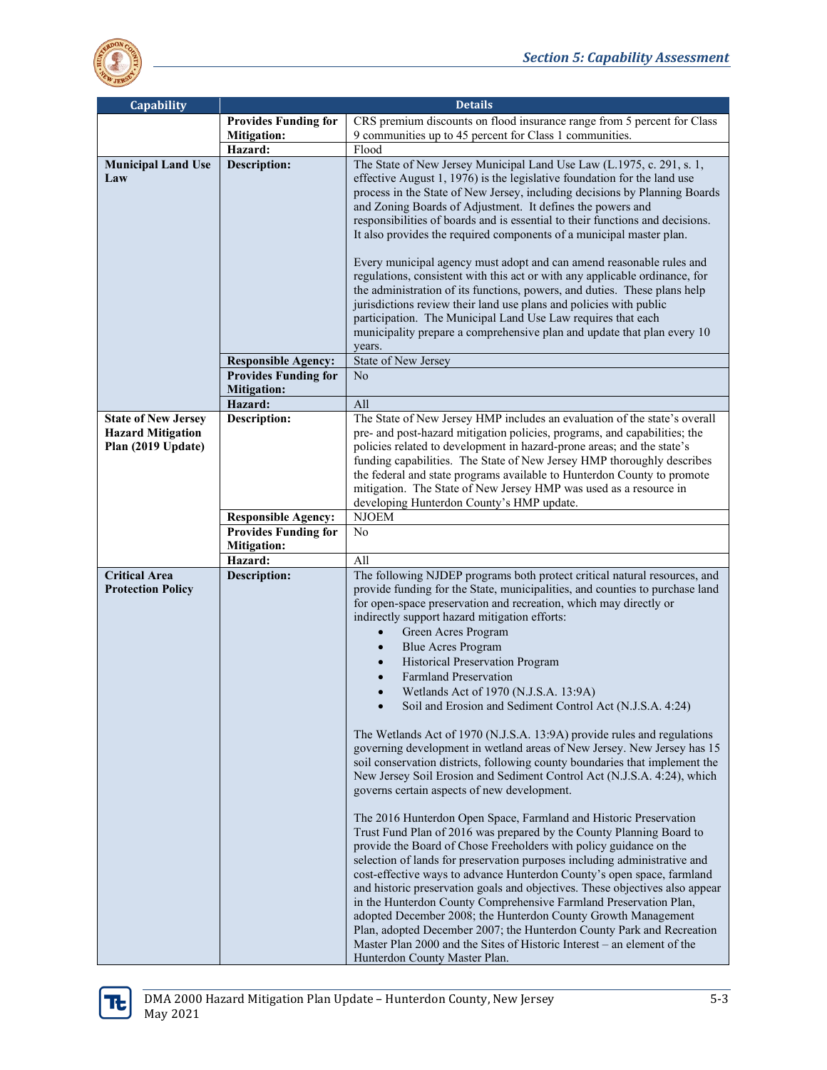| Capability | Details | |
|---|---|---|
| | **Provides Funding for Mitigation:** | CRS premium discounts on flood insurance range from 5 percent for Class 9 communities up to 45 percent for Class 1 communities. |
| | **Hazard:** | Flood |
| **Municipal Land Use Law** | **Description:** | The State of New Jersey Municipal Land Use Law (L.1975, c. 291, s. 1, effective August 1, 1976) is the legislative foundation for the land use process in the State of New Jersey, including decisions by Planning Boards and Zoning Boards of Adjustment. It defines the powers and responsibilities of boards and is essential to their functions and decisions. It also provides the required components of a municipal master plan.<br><br>Every municipal agency must adopt and can amend reasonable rules and regulations, consistent with this act or with any applicable ordinance, for the administration of its functions, powers, and duties. These plans help jurisdictions review their land use plans and policies with public participation. The Municipal Land Use Law requires that each municipality prepare a comprehensive plan and update that plan every 10 years. |
| | **Responsible Agency:** | State of New Jersey |
| | **Provides Funding for Mitigation:** | No |
| | **Hazard:** | All |
| **State of New Jersey Hazard Mitigation Plan (2019 Update)** | **Description:** | The State of New Jersey HMP includes an evaluation of the state's overall pre- and post-hazard mitigation policies, programs, and capabilities; the policies related to development in hazard-prone areas; and the state's funding capabilities. The State of New Jersey HMP thoroughly describes the federal and state programs available to Hunterdon County to promote mitigation. The State of New Jersey HMP was used as a resource in developing Hunterdon County's HMP update. |
| | **Responsible Agency:** | NJOEM |
| | **Provides Funding for Mitigation:** | No |
| | **Hazard:** | All |
| **Critical Area Protection Policy** | **Description:** | The following NJDEP programs both protect critical natural resources, and provide funding for the State, municipalities, and counties to purchase land for open-space preservation and recreation, which may directly or indirectly support hazard mitigation efforts:<br>• Green Acres Program<br>• Blue Acres Program<br>• Historical Preservation Program<br>• Farmland Preservation<br>• Wetlands Act of 1970 (N.J.S.A. 13:9A)<br>• Soil and Erosion and Sediment Control Act (N.J.S.A. 4:24)<br><br>The Wetlands Act of 1970 (N.J.S.A. 13:9A) provide rules and regulations governing development in wetland areas of New Jersey. New Jersey has 15 soil conservation districts, following county boundaries that implement the New Jersey Soil Erosion and Sediment Control Act (N.J.S.A. 4:24), which governs certain aspects of new development.<br><br>The 2016 Hunterdon Open Space, Farmland and Historic Preservation Trust Fund Plan of 2016 was prepared by the County Planning Board to provide the Board of Chose Freeholders with policy guidance on the selection of lands for preservation purposes including administrative and cost-effective ways to advance Hunterdon County's open space, farmland and historic preservation goals and objectives. These objectives also appear in the Hunterdon County Comprehensive Farmland Preservation Plan, adopted December 2008; the Hunterdon County Growth Management Plan, adopted December 2007; the Hunterdon County Park and Recreation Master Plan 2000 and the Sites of Historic Interest – an element of the Hunterdon County Master Plan. |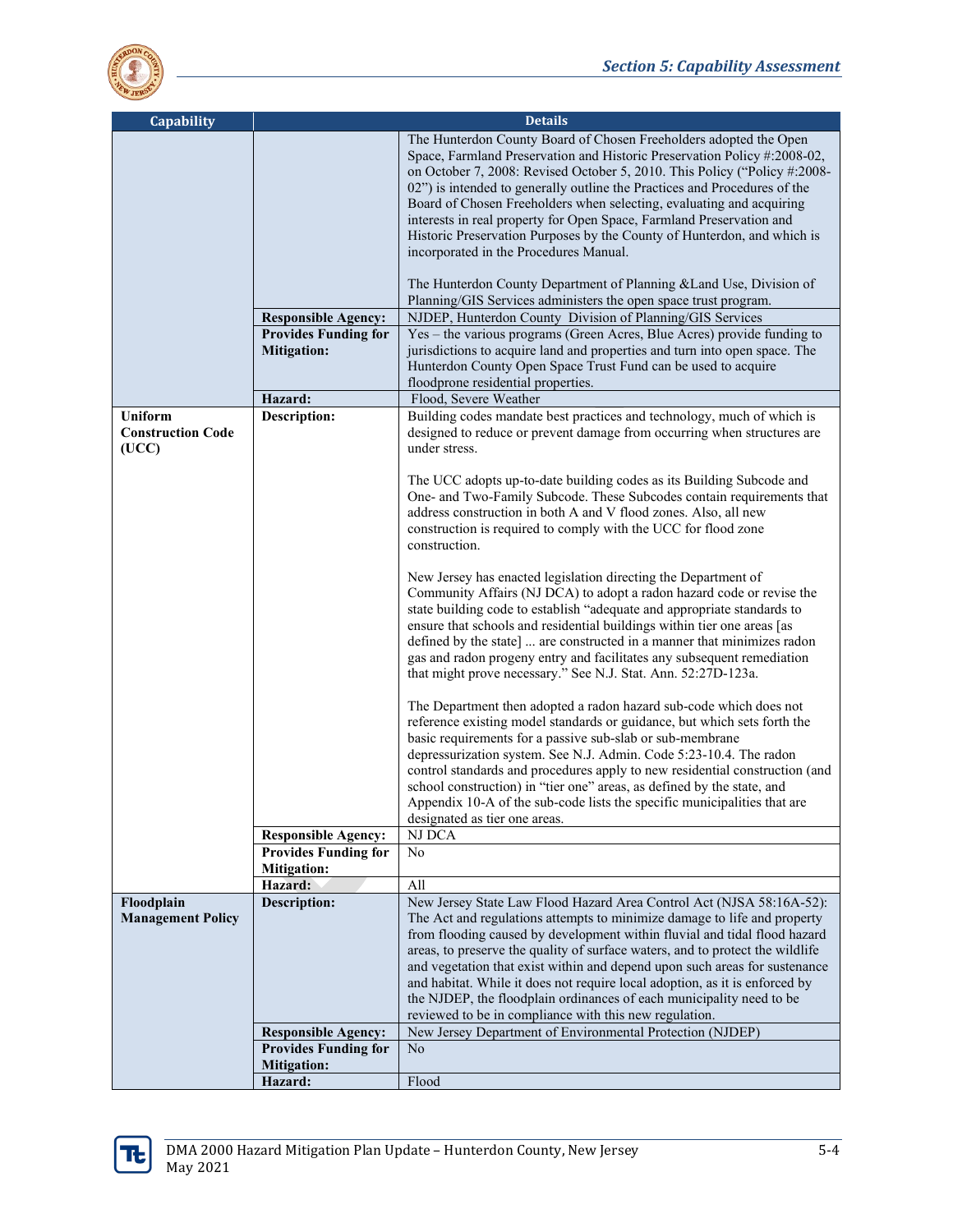| Capability | | Details |
|---|---|---|
| | | The Hunterdon County Board of Chosen Freeholders adopted the Open Space, Farmland Preservation and Historic Preservation Policy #:2008-02, on October 7, 2008: Revised October 5, 2010. This Policy ("Policy #:2008-02") is intended to generally outline the Practices and Procedures of the Board of Chosen Freeholders when selecting, evaluating and acquiring interests in real property for Open Space, Farmland Preservation and Historic Preservation Purposes by the County of Hunterdon, and which is incorporated in the Procedures Manual.<br><br>The Hunterdon County Department of Planning &Land Use, Division of Planning/GIS Services administers the open space trust program. |
| | **Responsible Agency:** | NJDEP, Hunterdon County Division of Planning/GIS Services |
| | **Provides Funding for Mitigation:** | Yes – the various programs (Green Acres, Blue Acres) provide funding to jurisdictions to acquire land and properties and turn into open space. The Hunterdon County Open Space Trust Fund can be used to acquire floodprone residential properties. |
| | **Hazard:** | Flood, Severe Weather |
| **Uniform Construction Code (UCC)** | **Description:** | Building codes mandate best practices and technology, much of which is designed to reduce or prevent damage from occurring when structures are under stress.<br><br>The UCC adopts up-to-date building codes as its Building Subcode and One- and Two-Family Subcode. These Subcodes contain requirements that address construction in both A and V flood zones. Also, all new construction is required to comply with the UCC for flood zone construction.<br><br>New Jersey has enacted legislation directing the Department of Community Affairs (NJ DCA) to adopt a radon hazard code or revise the state building code to establish "adequate and appropriate standards to ensure that schools and residential buildings within tier one areas [as defined by the state] ... are constructed in a manner that minimizes radon gas and radon progeny entry and facilitates any subsequent remediation that might prove necessary." See N.J. Stat. Ann. 52:27D-123a.<br><br>The Department then adopted a radon hazard sub-code which does not reference existing model standards or guidance, but which sets forth the basic requirements for a passive sub-slab or sub-membrane depressurization system. See N.J. Admin. Code 5:23-10.4. The radon control standards and procedures apply to new residential construction (and school construction) in "tier one" areas, as defined by the state, and Appendix 10-A of the sub-code lists the specific municipalities that are designated as tier one areas. |
| | **Responsible Agency:** | NJ DCA |
| | **Provides Funding for Mitigation:** | No |
| | **Hazard:** | All |
| **Floodplain Management Policy** | **Description:** | New Jersey State Law Flood Hazard Area Control Act (NJSA 58:16A-52): The Act and regulations attempts to minimize damage to life and property from flooding caused by development within fluvial and tidal flood hazard areas, to preserve the quality of surface waters, and to protect the wildlife and vegetation that exist within and depend upon such areas for sustenance and habitat. While it does not require local adoption, as it is enforced by the NJDEP, the floodplain ordinances of each municipality need to be reviewed to be in compliance with this new regulation. |
| | **Responsible Agency:** | New Jersey Department of Environmental Protection (NJDEP) |
| | **Provides Funding for Mitigation:** | No |
| | **Hazard:** | Flood |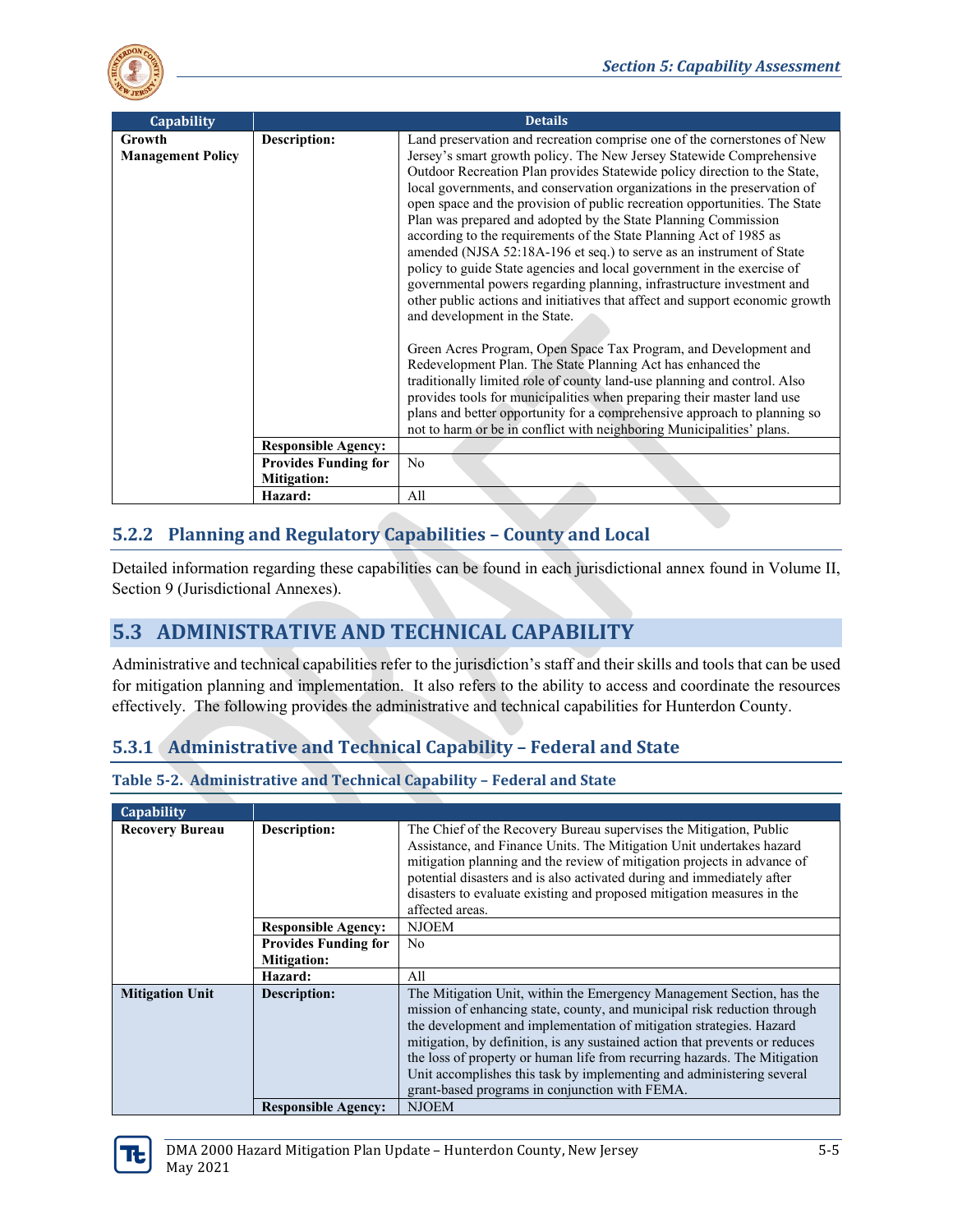| Capability | Details | |
|---|---|---|
| Growth Management Policy | **Description:** | Land preservation and recreation comprise one of the cornerstones of New Jersey's smart growth policy. The New Jersey Statewide Comprehensive Outdoor Recreation Plan provides Statewide policy direction to the State, local governments, and conservation organizations in the preservation of open space and the provision of public recreation opportunities. The State Plan was prepared and adopted by the State Planning Commission according to the requirements of the State Planning Act of 1985 as amended (NJSA 52:18A-196 et seq.) to serve as an instrument of State policy to guide State agencies and local government in the exercise of governmental powers regarding planning, infrastructure investment and other public actions and initiatives that affect and support economic growth and development in the State.<br><br>Green Acres Program, Open Space Tax Program, and Development and Redevelopment Plan. The State Planning Act has enhanced the traditionally limited role of county land-use planning and control. Also provides tools for municipalities when preparing their master land use plans and better opportunity for a comprehensive approach to planning so not to harm or be in conflict with neighboring Municipalities' plans. |
| | **Responsible Agency:** | |
| | **Provides Funding for Mitigation:** | No |
| | **Hazard:** | All |

### 5.2.2 Planning and Regulatory Capabilities – County and Local

Detailed information regarding these capabilities can be found in each jurisdictional annex found in Volume II, Section 9 (Jurisdictional Annexes).

## 5.3 ADMINISTRATIVE AND TECHNICAL CAPABILITY

Administrative and technical capabilities refer to the jurisdiction's staff and their skills and tools that can be used for mitigation planning and implementation. It also refers to the ability to access and coordinate the resources effectively. The following provides the administrative and technical capabilities for Hunterdon County.

### 5.3.1 Administrative and Technical Capability – Federal and State

**Table 5-2. Administrative and Technical Capability – Federal and State**

| Capability | | |
|---|---|---|
| Recovery Bureau | **Description:** | The Chief of the Recovery Bureau supervises the Mitigation, Public Assistance, and Finance Units. The Mitigation Unit undertakes hazard mitigation planning and the review of mitigation projects in advance of potential disasters and is also activated during and immediately after disasters to evaluate existing and proposed mitigation measures in the affected areas. |
| | **Responsible Agency:** | NJOEM |
| | **Provides Funding for Mitigation:** | No |
| | **Hazard:** | All |
| Mitigation Unit | **Description:** | The Mitigation Unit, within the Emergency Management Section, has the mission of enhancing state, county, and municipal risk reduction through the development and implementation of mitigation strategies. Hazard mitigation, by definition, is any sustained action that prevents or reduces the loss of property or human life from recurring hazards. The Mitigation Unit accomplishes this task by implementing and administering several grant-based programs in conjunction with FEMA. |
| | **Responsible Agency:** | NJOEM |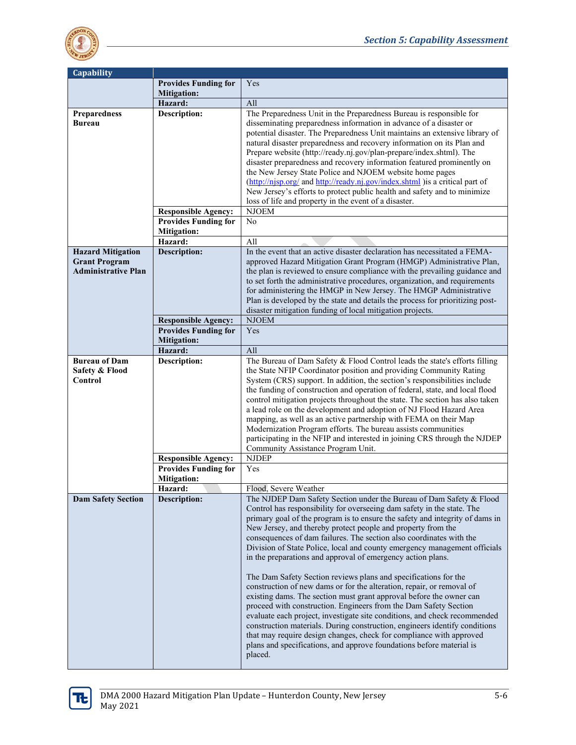| Capability | | |
|---|---|---|
| | **Provides Funding for Mitigation:** | Yes |
| | **Hazard:** | All |
| **Preparedness Bureau** | **Description:** | The Preparedness Unit in the Preparedness Bureau is responsible for disseminating preparedness information in advance of a disaster or potential disaster. The Preparedness Unit maintains an extensive library of natural disaster preparedness and recovery information on its Plan and Prepare website (http://ready.nj.gov/plan-prepare/index.shtml). The disaster preparedness and recovery information featured prominently on the New Jersey State Police and NJOEM website home pages (http://njsp.org/ and http://ready.nj.gov/index.shtml )is a critical part of New Jersey's efforts to protect public health and safety and to minimize loss of life and property in the event of a disaster. |
| | **Responsible Agency:** | NJOEM |
| | **Provides Funding for Mitigation:** | No |
| | **Hazard:** | All |
| **Hazard Mitigation Grant Program Administrative Plan** | **Description:** | In the event that an active disaster declaration has necessitated a FEMA-approved Hazard Mitigation Grant Program (HMGP) Administrative Plan, the plan is reviewed to ensure compliance with the prevailing guidance and to set forth the administrative procedures, organization, and requirements for administering the HMGP in New Jersey. The HMGP Administrative Plan is developed by the state and details the process for prioritizing post-disaster mitigation funding of local mitigation projects. |
| | **Responsible Agency:** | NJOEM |
| | **Provides Funding for Mitigation:** | Yes |
| | **Hazard:** | All |
| **Bureau of Dam Safety & Flood Control** | **Description:** | The Bureau of Dam Safety & Flood Control leads the state's efforts filling the State NFIP Coordinator position and providing Community Rating System (CRS) support. In addition, the section's responsibilities include the funding of construction and operation of federal, state, and local flood control mitigation projects throughout the state. The section has also taken a lead role on the development and adoption of NJ Flood Hazard Area mapping, as well as an active partnership with FEMA on their Map Modernization Program efforts. The bureau assists communities participating in the NFIP and interested in joining CRS through the NJDEP Community Assistance Program Unit. |
| | **Responsible Agency:** | NJDEP |
| | **Provides Funding for Mitigation:** | Yes |
| | **Hazard:** | Flood, Severe Weather |
| **Dam Safety Section** | **Description:** | The NJDEP Dam Safety Section under the Bureau of Dam Safety & Flood Control has responsibility for overseeing dam safety in the state. The primary goal of the program is to ensure the safety and integrity of dams in New Jersey, and thereby protect people and property from the consequences of dam failures. The section also coordinates with the Division of State Police, local and county emergency management officials in the preparations and approval of emergency action plans.<br><br>The Dam Safety Section reviews plans and specifications for the construction of new dams or for the alteration, repair, or removal of existing dams. The section must grant approval before the owner can proceed with construction. Engineers from the Dam Safety Section evaluate each project, investigate site conditions, and check recommended construction materials. During construction, engineers identify conditions that may require design changes, check for compliance with approved plans and specifications, and approve foundations before material is placed. |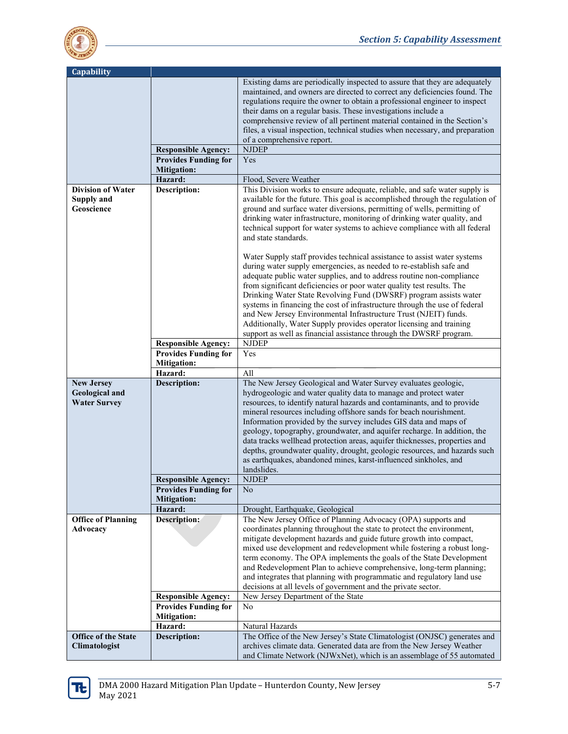| Capability | | |
|---|---|---|
| | | Existing dams are periodically inspected to assure that they are adequately maintained, and owners are directed to correct any deficiencies found. The regulations require the owner to obtain a professional engineer to inspect their dams on a regular basis. These investigations include a comprehensive review of all pertinent material contained in the Section's files, a visual inspection, technical studies when necessary, and preparation of a comprehensive report. |
| | **Responsible Agency:** | NJDEP |
| | **Provides Funding for Mitigation:** | Yes |
| | **Hazard:** | Flood, Severe Weather |
| **Division of Water Supply and Geoscience** | **Description:** | This Division works to ensure adequate, reliable, and safe water supply is available for the future. This goal is accomplished through the regulation of ground and surface water diversions, permitting of wells, permitting of drinking water infrastructure, monitoring of drinking water quality, and technical support for water systems to achieve compliance with all federal and state standards.<br><br>Water Supply staff provides technical assistance to assist water systems during water supply emergencies, as needed to re-establish safe and adequate public water supplies, and to address routine non-compliance from significant deficiencies or poor water quality test results. The Drinking Water State Revolving Fund (DWSRF) program assists water systems in financing the cost of infrastructure through the use of federal and New Jersey Environmental Infrastructure Trust (NJEIT) funds. Additionally, Water Supply provides operator licensing and training support as well as financial assistance through the DWSRF program. |
| | **Responsible Agency:** | NJDEP |
| | **Provides Funding for Mitigation:** | Yes |
| | **Hazard:** | All |
| **New Jersey Geological and Water Survey** | **Description:** | The New Jersey Geological and Water Survey evaluates geologic, hydrogeologic and water quality data to manage and protect water resources, to identify natural hazards and contaminants, and to provide mineral resources including offshore sands for beach nourishment. Information provided by the survey includes GIS data and maps of geology, topography, groundwater, and aquifer recharge. In addition, the data tracks wellhead protection areas, aquifer thicknesses, properties and depths, groundwater quality, drought, geologic resources, and hazards such as earthquakes, abandoned mines, karst-influenced sinkholes, and landslides. |
| | **Responsible Agency:** | NJDEP |
| | **Provides Funding for Mitigation:** | No |
| | **Hazard:** | Drought, Earthquake, Geological |
| **Office of Planning Advocacy** | **Description:** | The New Jersey Office of Planning Advocacy (OPA) supports and coordinates planning throughout the state to protect the environment, mitigate development hazards and guide future growth into compact, mixed use development and redevelopment while fostering a robust long-term economy. The OPA implements the goals of the State Development and Redevelopment Plan to achieve comprehensive, long-term planning; and integrates that planning with programmatic and regulatory land use decisions at all levels of government and the private sector. |
| | **Responsible Agency:** | New Jersey Department of the State |
| | **Provides Funding for Mitigation:** | No |
| | **Hazard:** | Natural Hazards |
| **Office of the State Climatologist** | **Description:** | The Office of the New Jersey's State Climatologist (ONJSC) generates and archives climate data. Generated data are from the New Jersey Weather and Climate Network (NJWxNet), which is an assemblage of 55 automated |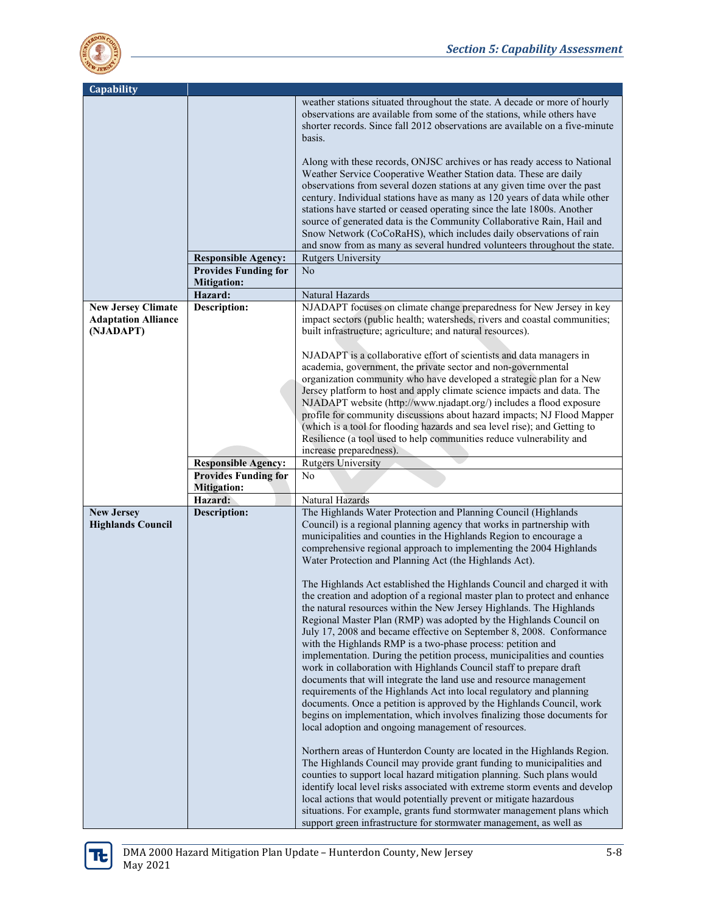| Capability | | |
|---|---|---|
| | | weather stations situated throughout the state. A decade or more of hourly observations are available from some of the stations, while others have shorter records. Since fall 2012 observations are available on a five-minute basis.<br><br>Along with these records, ONJSC archives or has ready access to National Weather Service Cooperative Weather Station data. These are daily observations from several dozen stations at any given time over the past century. Individual stations have as many as 120 years of data while other stations have started or ceased operating since the late 1800s. Another source of generated data is the Community Collaborative Rain, Hail and Snow Network (CoCoRaHS), which includes daily observations of rain and snow from as many as several hundred volunteers throughout the state. |
| | **Responsible Agency:** | Rutgers University |
| | **Provides Funding for Mitigation:** | No |
| | **Hazard:** | Natural Hazards |
| **New Jersey Climate Adaptation Alliance (NJADAPT)** | **Description:** | NJADAPT focuses on climate change preparedness for New Jersey in key impact sectors (public health; watersheds, rivers and coastal communities; built infrastructure; agriculture; and natural resources).<br><br>NJADAPT is a collaborative effort of scientists and data managers in academia, government, the private sector and non-governmental organization community who have developed a strategic plan for a New Jersey platform to host and apply climate science impacts and data. The NJADAPT website (http://www.njadapt.org/) includes a flood exposure profile for community discussions about hazard impacts; NJ Flood Mapper (which is a tool for flooding hazards and sea level rise); and Getting to Resilience (a tool used to help communities reduce vulnerability and increase preparedness). |
| | **Responsible Agency:** | Rutgers University |
| | **Provides Funding for Mitigation:** | No |
| | **Hazard:** | Natural Hazards |
| **New Jersey Highlands Council** | **Description:** | The Highlands Water Protection and Planning Council (Highlands Council) is a regional planning agency that works in partnership with municipalities and counties in the Highlands Region to encourage a comprehensive regional approach to implementing the 2004 Highlands Water Protection and Planning Act (the Highlands Act).<br><br>The Highlands Act established the Highlands Council and charged it with the creation and adoption of a regional master plan to protect and enhance the natural resources within the New Jersey Highlands. The Highlands Regional Master Plan (RMP) was adopted by the Highlands Council on July 17, 2008 and became effective on September 8, 2008. Conformance with the Highlands RMP is a two-phase process: petition and implementation. During the petition process, municipalities and counties work in collaboration with Highlands Council staff to prepare draft documents that will integrate the land use and resource management requirements of the Highlands Act into local regulatory and planning documents. Once a petition is approved by the Highlands Council, work begins on implementation, which involves finalizing those documents for local adoption and ongoing management of resources.<br><br>Northern areas of Hunterdon County are located in the Highlands Region. The Highlands Council may provide grant funding to municipalities and counties to support local hazard mitigation planning. Such plans would identify local level risks associated with extreme storm events and develop local actions that would potentially prevent or mitigate hazardous situations. For example, grants fund stormwater management plans which support green infrastructure for stormwater management, as well as |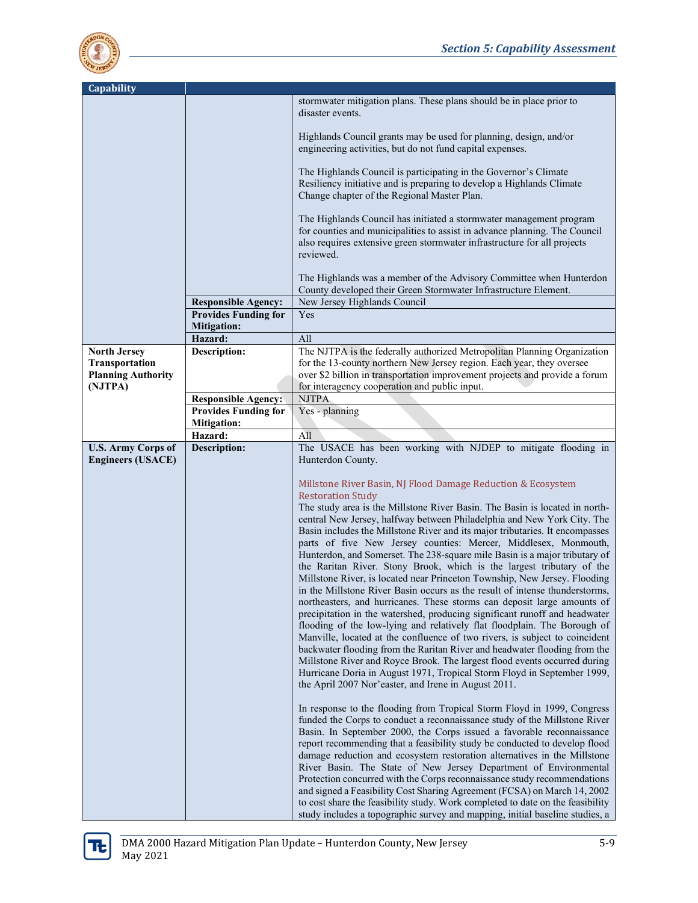| Capability | | |
|---|---|---|
| | | stormwater mitigation plans. These plans should be in place prior to disaster events.<br><br>Highlands Council grants may be used for planning, design, and/or engineering activities, but do not fund capital expenses.<br><br>The Highlands Council is participating in the Governor's Climate Resiliency initiative and is preparing to develop a Highlands Climate Change chapter of the Regional Master Plan.<br><br>The Highlands Council has initiated a stormwater management program for counties and municipalities to assist in advance planning. The Council also requires extensive green stormwater infrastructure for all projects reviewed.<br><br>The Highlands was a member of the Advisory Committee when Hunterdon County developed their Green Stormwater Infrastructure Element. |
| | **Responsible Agency:** | New Jersey Highlands Council |
| | **Provides Funding for Mitigation:** | Yes |
| | **Hazard:** | All |
| **North Jersey Transportation Planning Authority (NJTPA)** | **Description:** | The NJTPA is the federally authorized Metropolitan Planning Organization for the 13-county northern New Jersey region. Each year, they oversee over $2 billion in transportation improvement projects and provide a forum for interagency cooperation and public input. |
| | **Responsible Agency:** | NJTPA |
| | **Provides Funding for Mitigation:** | Yes - planning |
| | **Hazard:** | All |
| **U.S. Army Corps of Engineers (USACE)** | **Description:** | The USACE has been working with NJDEP to mitigate flooding in Hunterdon County.<br><br>Millstone River Basin, NJ Flood Damage Reduction & Ecosystem Restoration Study<br>The study area is the Millstone River Basin. The Basin is located in north-central New Jersey, halfway between Philadelphia and New York City. The Basin includes the Millstone River and its major tributaries. It encompasses parts of five New Jersey counties: Mercer, Middlesex, Monmouth, Hunterdon, and Somerset. The 238-square mile Basin is a major tributary of the Raritan River. Stony Brook, which is the largest tributary of the Millstone River, is located near Princeton Township, New Jersey. Flooding in the Millstone River Basin occurs as the result of intense thunderstorms, northeasters, and hurricanes. These storms can deposit large amounts of precipitation in the watershed, producing significant runoff and headwater flooding of the low-lying and relatively flat floodplain. The Borough of Manville, located at the confluence of two rivers, is subject to coincident backwater flooding from the Raritan River and headwater flooding from the Millstone River and Royce Brook. The largest flood events occurred during Hurricane Doria in August 1971, Tropical Storm Floyd in September 1999, the April 2007 Nor'easter, and Irene in August 2011.<br><br>In response to the flooding from Tropical Storm Floyd in 1999, Congress funded the Corps to conduct a reconnaissance study of the Millstone River Basin. In September 2000, the Corps issued a favorable reconnaissance report recommending that a feasibility study be conducted to develop flood damage reduction and ecosystem restoration alternatives in the Millstone River Basin. The State of New Jersey Department of Environmental Protection concurred with the Corps reconnaissance study recommendations and signed a Feasibility Cost Sharing Agreement (FCSA) on March 14, 2002 to cost share the feasibility study. Work completed to date on the feasibility study includes a topographic survey and mapping, initial baseline studies, a |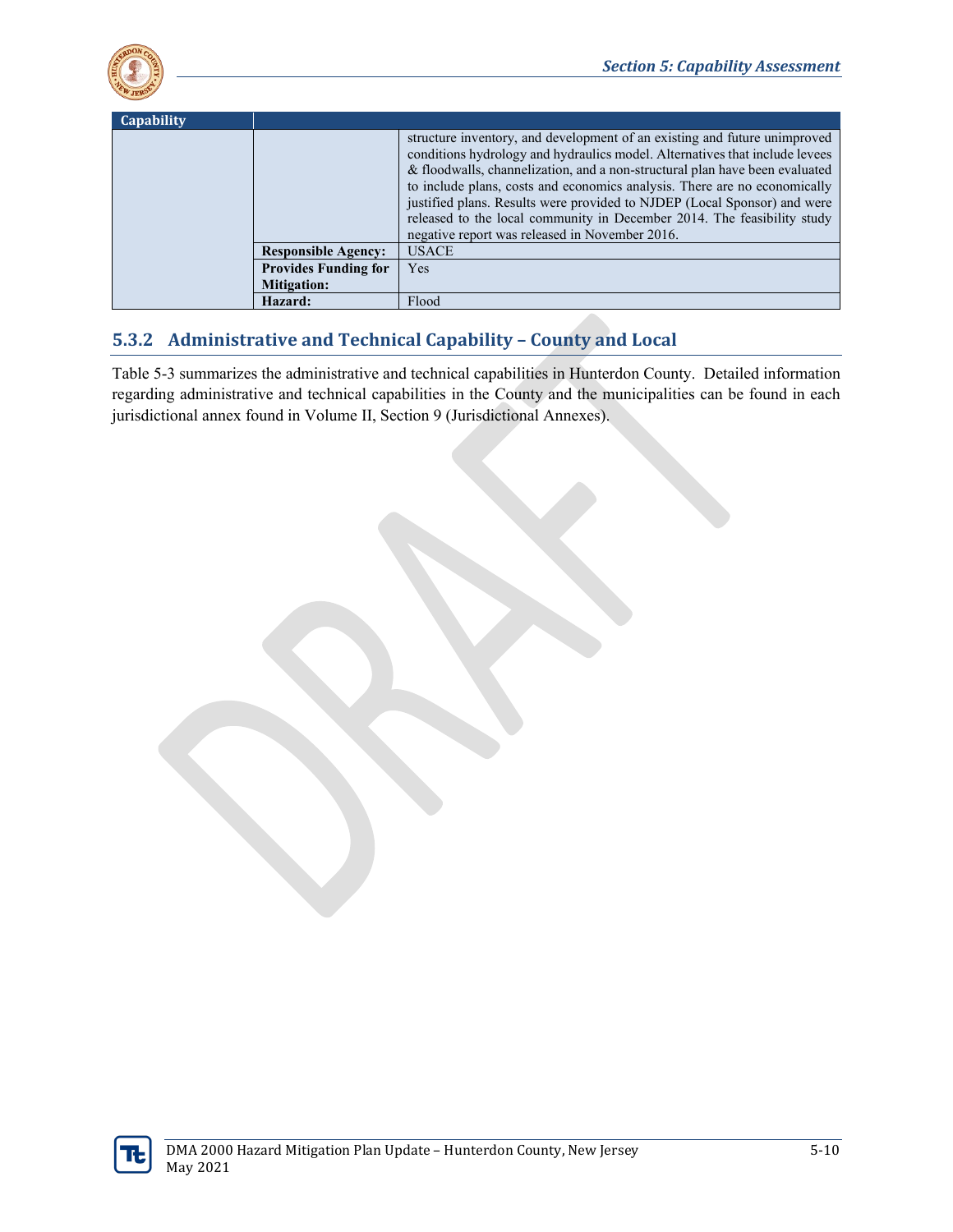| Capability | | |
|---|---|---|
| | | structure inventory, and development of an existing and future unimproved conditions hydrology and hydraulics model. Alternatives that include levees & floodwalls, channelization, and a non-structural plan have been evaluated to include plans, costs and economics analysis. There are no economically justified plans. Results were provided to NJDEP (Local Sponsor) and were released to the local community in December 2014. The feasibility study negative report was released in November 2016. |
| | **Responsible Agency:** | USACE |
| | **Provides Funding for Mitigation:** | Yes |
| | **Hazard:** | Flood |

## 5.3.2 Administrative and Technical Capability – County and Local

Table 5-3 summarizes the administrative and technical capabilities in Hunterdon County. Detailed information regarding administrative and technical capabilities in the County and the municipalities can be found in each jurisdictional annex found in Volume II, Section 9 (Jurisdictional Annexes).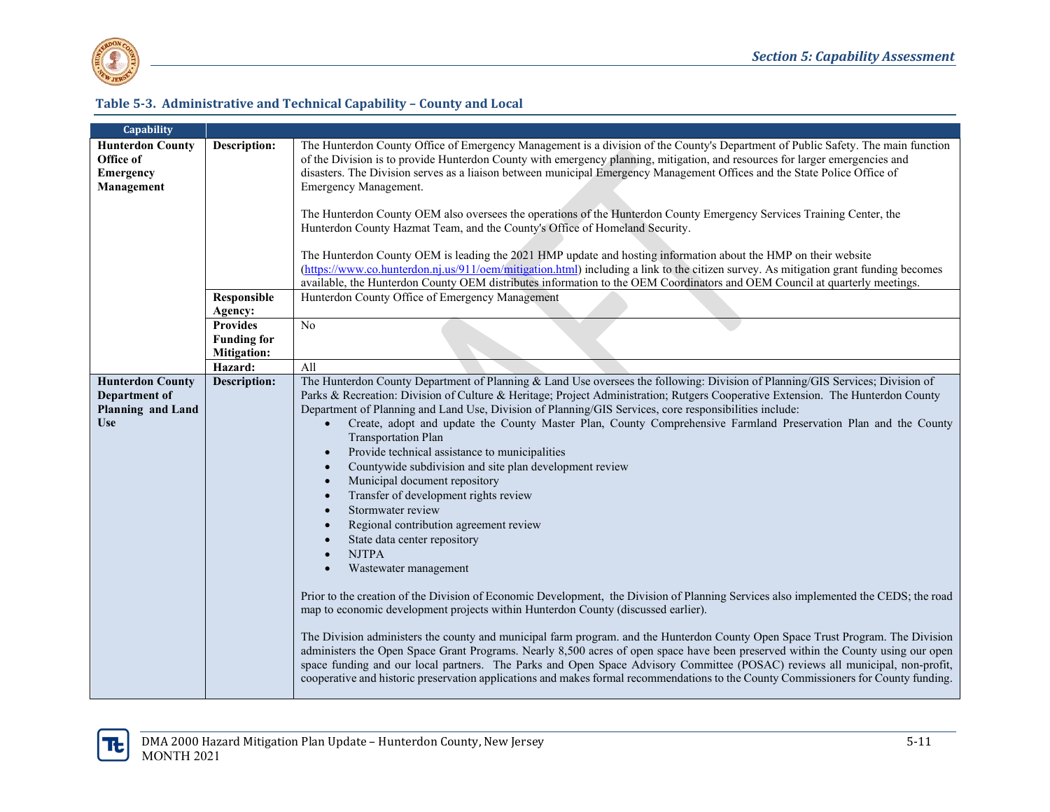**Table 5-3. Administrative and Technical Capability – County and Local**

| Capability | | |
|---|---|---|
| **Hunterdon County Office of Emergency Management** | **Description:** | The Hunterdon County Office of Emergency Management is a division of the County's Department of Public Safety. The main function of the Division is to provide Hunterdon County with emergency planning, mitigation, and resources for larger emergencies and disasters. The Division serves as a liaison between municipal Emergency Management Offices and the State Police Office of Emergency Management.<br><br>The Hunterdon County OEM also oversees the operations of the Hunterdon County Emergency Services Training Center, the Hunterdon County Hazmat Team, and the County's Office of Homeland Security.<br><br>The Hunterdon County OEM is leading the 2021 HMP update and hosting information about the HMP on their website (https://www.co.hunterdon.nj.us/911/oem/mitigation.html) including a link to the citizen survey. As mitigation grant funding becomes available, the Hunterdon County OEM distributes information to the OEM Coordinators and OEM Council at quarterly meetings. |
| | **Responsible Agency:** | Hunterdon County Office of Emergency Management |
| | **Provides Funding for Mitigation:** | No |
| | **Hazard:** | All |
| **Hunterdon County Department of Planning and Land Use** | **Description:** | The Hunterdon County Department of Planning & Land Use oversees the following: Division of Planning/GIS Services; Division of Parks & Recreation: Division of Culture & Heritage; Project Administration; Rutgers Cooperative Extension. The Hunterdon County Department of Planning and Land Use, Division of Planning/GIS Services, core responsibilities include:<br>• Create, adopt and update the County Master Plan, County Comprehensive Farmland Preservation Plan and the County Transportation Plan<br>• Provide technical assistance to municipalities<br>• Countywide subdivision and site plan development review<br>• Municipal document repository<br>• Transfer of development rights review<br>• Stormwater review<br>• Regional contribution agreement review<br>• State data center repository<br>• NJTPA<br>• Wastewater management<br><br>Prior to the creation of the Division of Economic Development, the Division of Planning Services also implemented the CEDS; the road map to economic development projects within Hunterdon County (discussed earlier).<br><br>The Division administers the county and municipal farm program. and the Hunterdon County Open Space Trust Program. The Division administers the Open Space Grant Programs. Nearly 8,500 acres of open space have been preserved within the County using our open space funding and our local partners. The Parks and Open Space Advisory Committee (POSAC) reviews all municipal, non-profit, cooperative and historic preservation applications and makes formal recommendations to the County Commissioners for County funding. |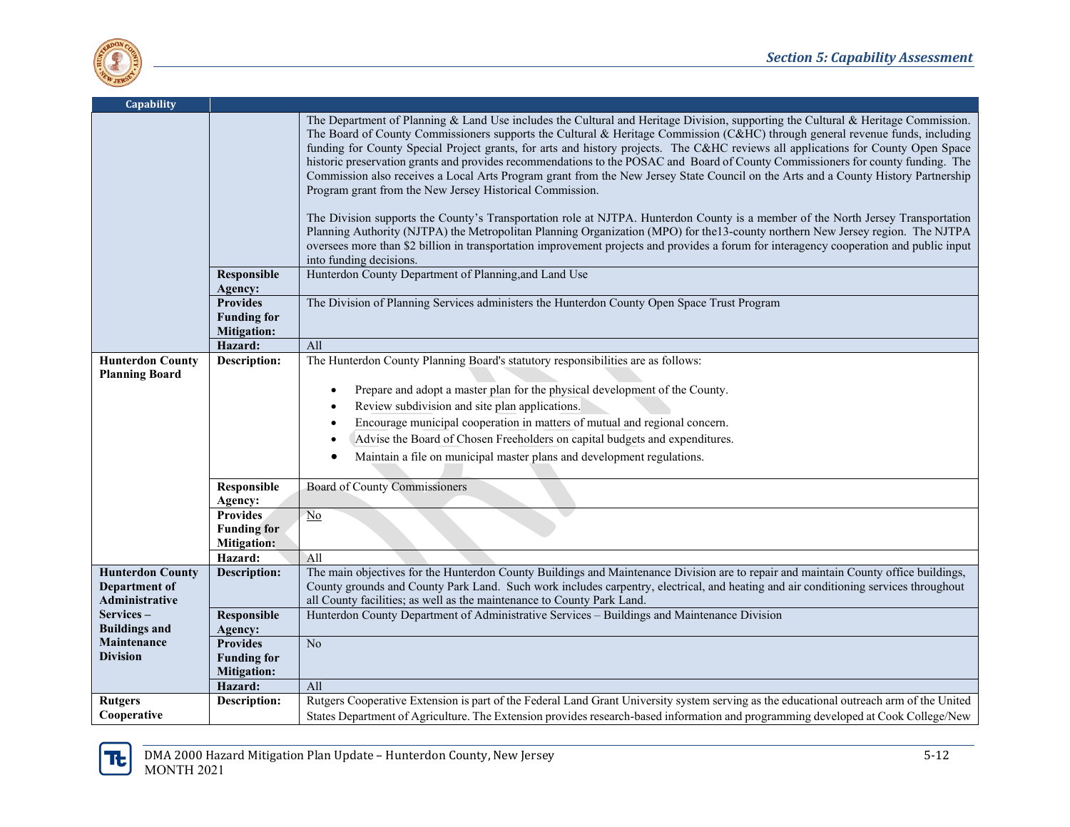| Capability | | |
|---|---|---|
| | | The Department of Planning & Land Use includes the Cultural and Heritage Division, supporting the Cultural & Heritage Commission. The Board of County Commissioners supports the Cultural & Heritage Commission (C&HC) through general revenue funds, including funding for County Special Project grants, for arts and history projects. The C&HC reviews all applications for County Open Space historic preservation grants and provides recommendations to the POSAC and Board of County Commissioners for county funding. The Commission also receives a Local Arts Program grant from the New Jersey State Council on the Arts and a County History Partnership Program grant from the New Jersey Historical Commission.<br><br>The Division supports the County's Transportation role at NJTPA. Hunterdon County is a member of the North Jersey Transportation Planning Authority (NJTPA) the Metropolitan Planning Organization (MPO) for the13-county northern New Jersey region. The NJTPA oversees more than $2 billion in transportation improvement projects and provides a forum for interagency cooperation and public input into funding decisions. |
| | **Responsible Agency:** | Hunterdon County Department of Planning,and Land Use |
| | **Provides Funding for Mitigation:** | The Division of Planning Services administers the Hunterdon County Open Space Trust Program |
| | **Hazard:** | All |
| **Hunterdon County Planning Board** | **Description:** | The Hunterdon County Planning Board's statutory responsibilities are as follows:<br>• Prepare and adopt a master plan for the physical development of the County.<br>• Review subdivision and site plan applications.<br>• Encourage municipal cooperation in matters of mutual and regional concern.<br>• Advise the Board of Chosen Freeholders on capital budgets and expenditures.<br>• Maintain a file on municipal master plans and development regulations. |
| | **Responsible Agency:** | Board of County Commissioners |
| | **Provides Funding for Mitigation:** | No |
| | **Hazard:** | All |
| **Hunterdon County Department of Administrative Services – Buildings and Maintenance Division** | **Description:** | The main objectives for the Hunterdon County Buildings and Maintenance Division are to repair and maintain County office buildings, County grounds and County Park Land. Such work includes carpentry, electrical, and heating and air conditioning services throughout all County facilities; as well as the maintenance to County Park Land. |
| | **Responsible Agency:** | Hunterdon County Department of Administrative Services – Buildings and Maintenance Division |
| | **Provides Funding for Mitigation:** | No |
| | **Hazard:** | All |
| **Rutgers Cooperative** | **Description:** | Rutgers Cooperative Extension is part of the Federal Land Grant University system serving as the educational outreach arm of the United States Department of Agriculture. The Extension provides research-based information and programming developed at Cook College/New |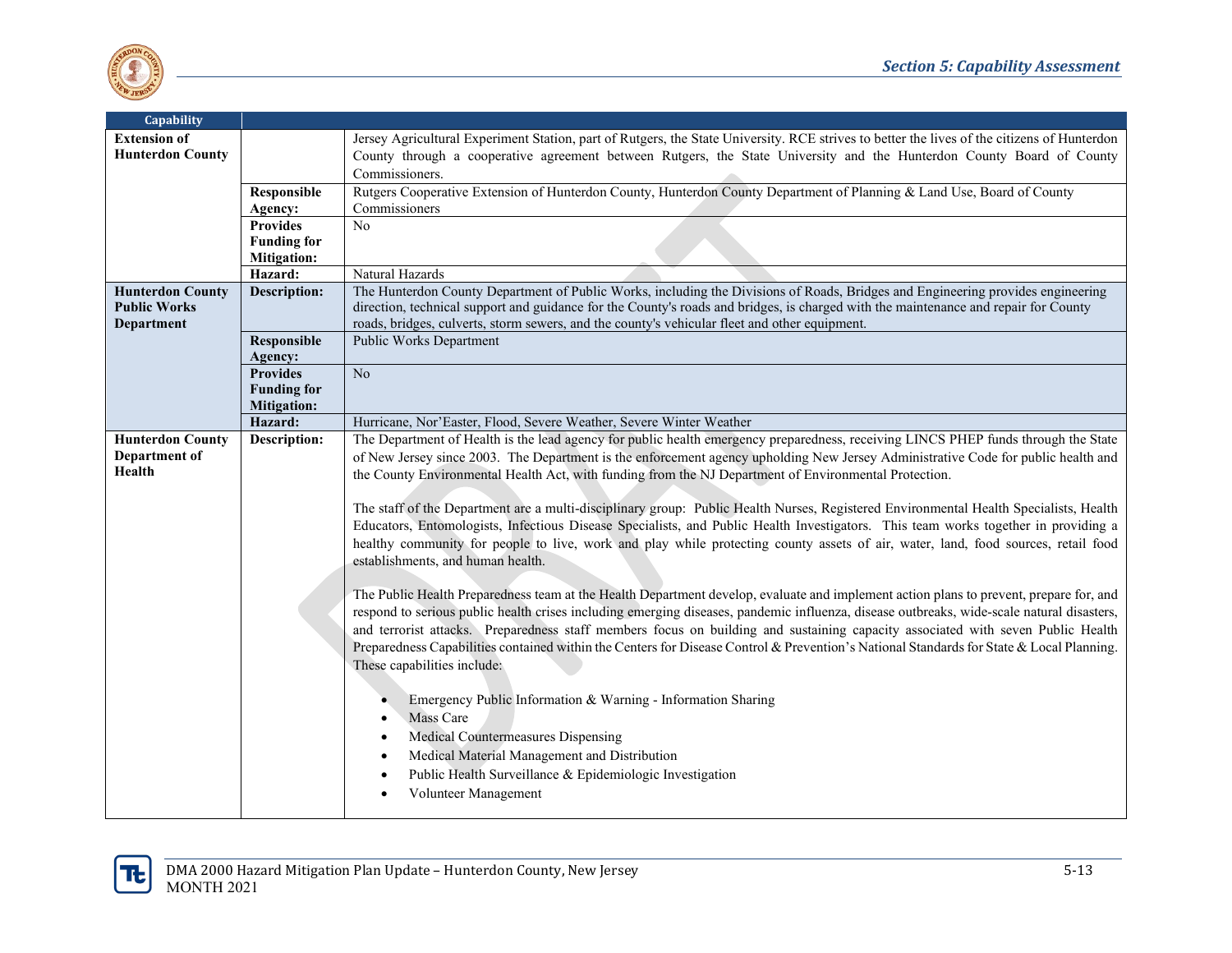| Capability | | |
|---|---|---|
| **Extension of Hunterdon County** | | Jersey Agricultural Experiment Station, part of Rutgers, the State University. RCE strives to better the lives of the citizens of Hunterdon County through a cooperative agreement between Rutgers, the State University and the Hunterdon County Board of County Commissioners. |
| | **Responsible Agency:** | Rutgers Cooperative Extension of Hunterdon County, Hunterdon County Department of Planning & Land Use, Board of County Commissioners |
| | **Provides Funding for Mitigation:** | No |
| | **Hazard:** | Natural Hazards |
| **Hunterdon County Public Works Department** | **Description:** | The Hunterdon County Department of Public Works, including the Divisions of Roads, Bridges and Engineering provides engineering direction, technical support and guidance for the County's roads and bridges, is charged with the maintenance and repair for County roads, bridges, culverts, storm sewers, and the county's vehicular fleet and other equipment. |
| | **Responsible Agency:** | Public Works Department |
| | **Provides Funding for Mitigation:** | No |
| | **Hazard:** | Hurricane, Nor'Easter, Flood, Severe Weather, Severe Winter Weather |
| **Hunterdon County Department of Health** | **Description:** | The Department of Health is the lead agency for public health emergency preparedness, receiving LINCS PHEP funds through the State of New Jersey since 2003. The Department is the enforcement agency upholding New Jersey Administrative Code for public health and the County Environmental Health Act, with funding from the NJ Department of Environmental Protection.<br><br>The staff of the Department are a multi-disciplinary group: Public Health Nurses, Registered Environmental Health Specialists, Health Educators, Entomologists, Infectious Disease Specialists, and Public Health Investigators. This team works together in providing a healthy community for people to live, work and play while protecting county assets of air, water, land, food sources, retail food establishments, and human health.<br><br>The Public Health Preparedness team at the Health Department develop, evaluate and implement action plans to prevent, prepare for, and respond to serious public health crises including emerging diseases, pandemic influenza, disease outbreaks, wide-scale natural disasters, and terrorist attacks. Preparedness staff members focus on building and sustaining capacity associated with seven Public Health Preparedness Capabilities contained within the Centers for Disease Control & Prevention's National Standards for State & Local Planning. These capabilities include:<br><br>• Emergency Public Information & Warning - Information Sharing<br>• Mass Care<br>• Medical Countermeasures Dispensing<br>• Medical Material Management and Distribution<br>• Public Health Surveillance & Epidemiologic Investigation<br>• Volunteer Management |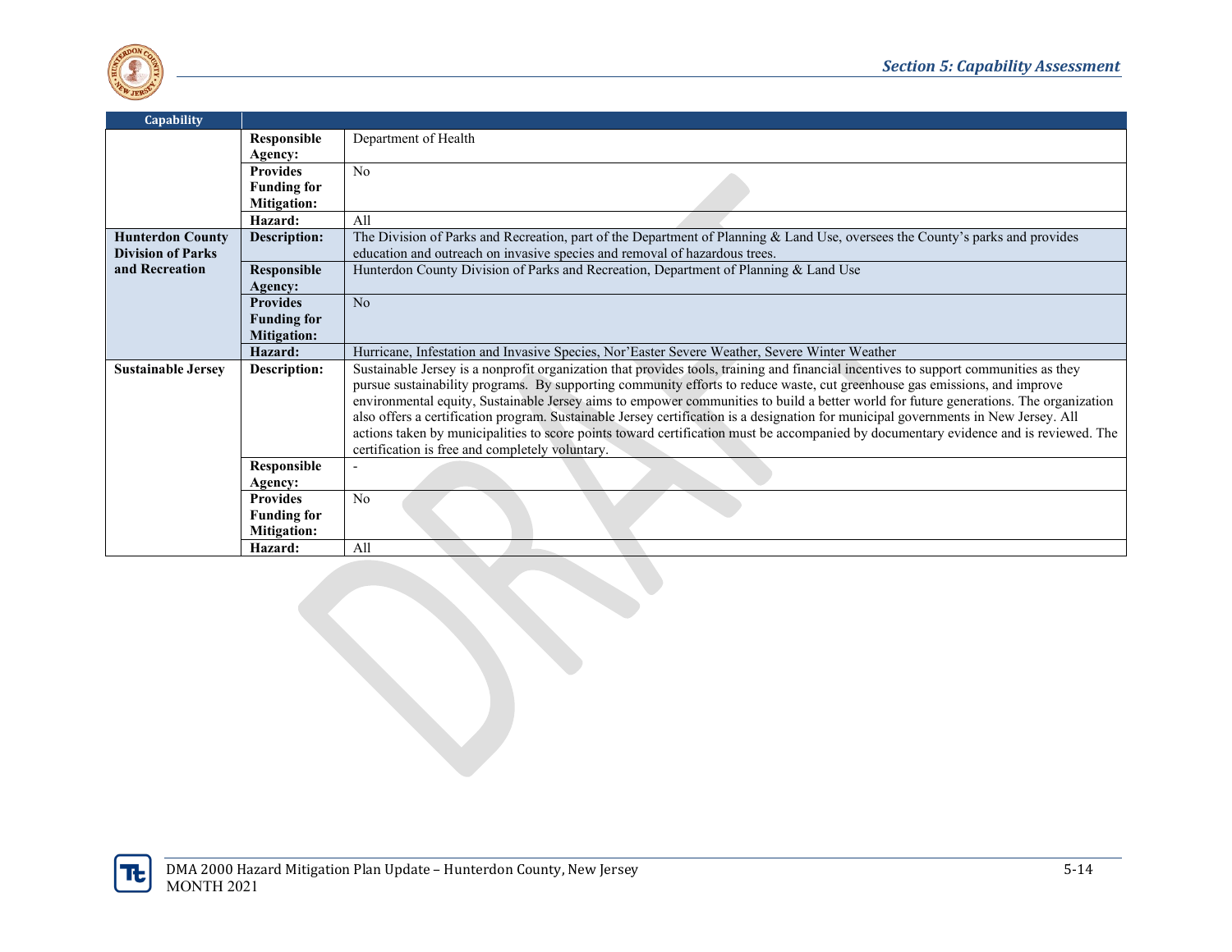| Capability | | |
|---|---|---|
| | **Responsible Agency:** | Department of Health |
| | **Provides Funding for Mitigation:** | No |
| | **Hazard:** | All |
| **Hunterdon County Division of Parks and Recreation** | **Description:** | The Division of Parks and Recreation, part of the Department of Planning & Land Use, oversees the County's parks and provides education and outreach on invasive species and removal of hazardous trees. |
| | **Responsible Agency:** | Hunterdon County Division of Parks and Recreation, Department of Planning & Land Use |
| | **Provides Funding for Mitigation:** | No |
| | **Hazard:** | Hurricane, Infestation and Invasive Species, Nor'Easter Severe Weather, Severe Winter Weather |
| **Sustainable Jersey** | **Description:** | Sustainable Jersey is a nonprofit organization that provides tools, training and financial incentives to support communities as they pursue sustainability programs. By supporting community efforts to reduce waste, cut greenhouse gas emissions, and improve environmental equity, Sustainable Jersey aims to empower communities to build a better world for future generations. The organization also offers a certification program. Sustainable Jersey certification is a designation for municipal governments in New Jersey. All actions taken by municipalities to score points toward certification must be accompanied by documentary evidence and is reviewed. The certification is free and completely voluntary. |
| | **Responsible Agency:** | - |
| | **Provides Funding for Mitigation:** | No |
| | **Hazard:** | All |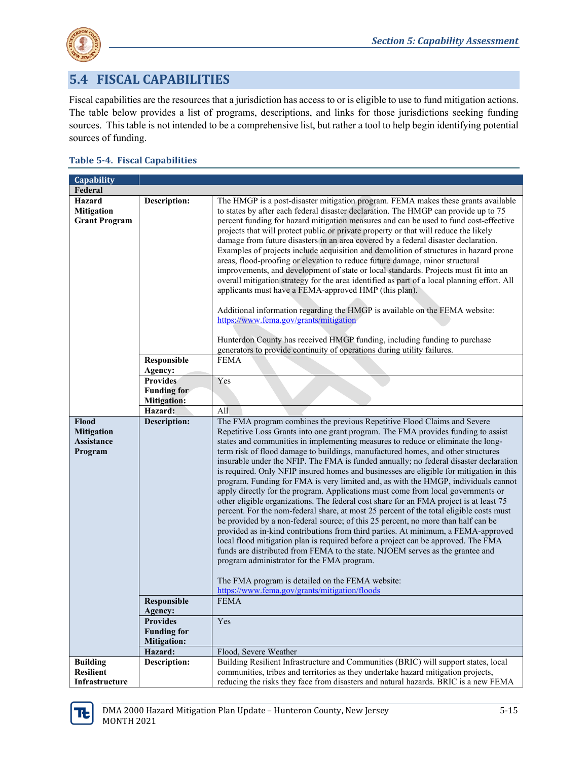## 5.4 FISCAL CAPABILITIES

Fiscal capabilities are the resources that a jurisdiction has access to or is eligible to use to fund mitigation actions. The table below provides a list of programs, descriptions, and links for those jurisdictions seeking funding sources. This table is not intended to be a comprehensive list, but rather a tool to help begin identifying potential sources of funding.

**Table 5-4. Fiscal Capabilities**

| Capability | | |
|---|---|---|
| **Federal** | | |
| **Hazard Mitigation Grant Program** | **Description:** | The HMGP is a post-disaster mitigation program. FEMA makes these grants available to states by after each federal disaster declaration. The HMGP can provide up to 75 percent funding for hazard mitigation measures and can be used to fund cost-effective projects that will protect public or private property or that will reduce the likely damage from future disasters in an area covered by a federal disaster declaration. Examples of projects include acquisition and demolition of structures in hazard prone areas, flood-proofing or elevation to reduce future damage, minor structural improvements, and development of state or local standards. Projects must fit into an overall mitigation strategy for the area identified as part of a local planning effort. All applicants must have a FEMA-approved HMP (this plan).<br><br>Additional information regarding the HMGP is available on the FEMA website: https://www.fema.gov/grants/mitigation<br><br>Hunterdon County has received HMGP funding, including funding to purchase generators to provide continuity of operations during utility failures. |
| | **Responsible Agency:** | FEMA |
| | **Provides Funding for Mitigation:** | Yes |
| | **Hazard:** | All |
| **Flood Mitigation Assistance Program** | **Description:** | The FMA program combines the previous Repetitive Flood Claims and Severe Repetitive Loss Grants into one grant program. The FMA provides funding to assist states and communities in implementing measures to reduce or eliminate the long-term risk of flood damage to buildings, manufactured homes, and other structures insurable under the NFIP. The FMA is funded annually; no federal disaster declaration is required. Only NFIP insured homes and businesses are eligible for mitigation in this program. Funding for FMA is very limited and, as with the HMGP, individuals cannot apply directly for the program. Applications must come from local governments or other eligible organizations. The federal cost share for an FMA project is at least 75 percent. For the nom-federal share, at most 25 percent of the total eligible costs must be provided by a non-federal source; of this 25 percent, no more than half can be provided as in-kind contributions from third parties. At minimum, a FEMA-approved local flood mitigation plan is required before a project can be approved. The FMA funds are distributed from FEMA to the state. NJOEM serves as the grantee and program administrator for the FMA program.<br><br>The FMA program is detailed on the FEMA website: https://www.fema.gov/grants/mitigation/floods |
| | **Responsible Agency:** | FEMA |
| | **Provides Funding for Mitigation:** | Yes |
| | **Hazard:** | Flood, Severe Weather |
| **Building Resilient Infrastructure** | **Description:** | Building Resilient Infrastructure and Communities (BRIC) will support states, local communities, tribes and territories as they undertake hazard mitigation projects, reducing the risks they face from disasters and natural hazards. BRIC is a new FEMA |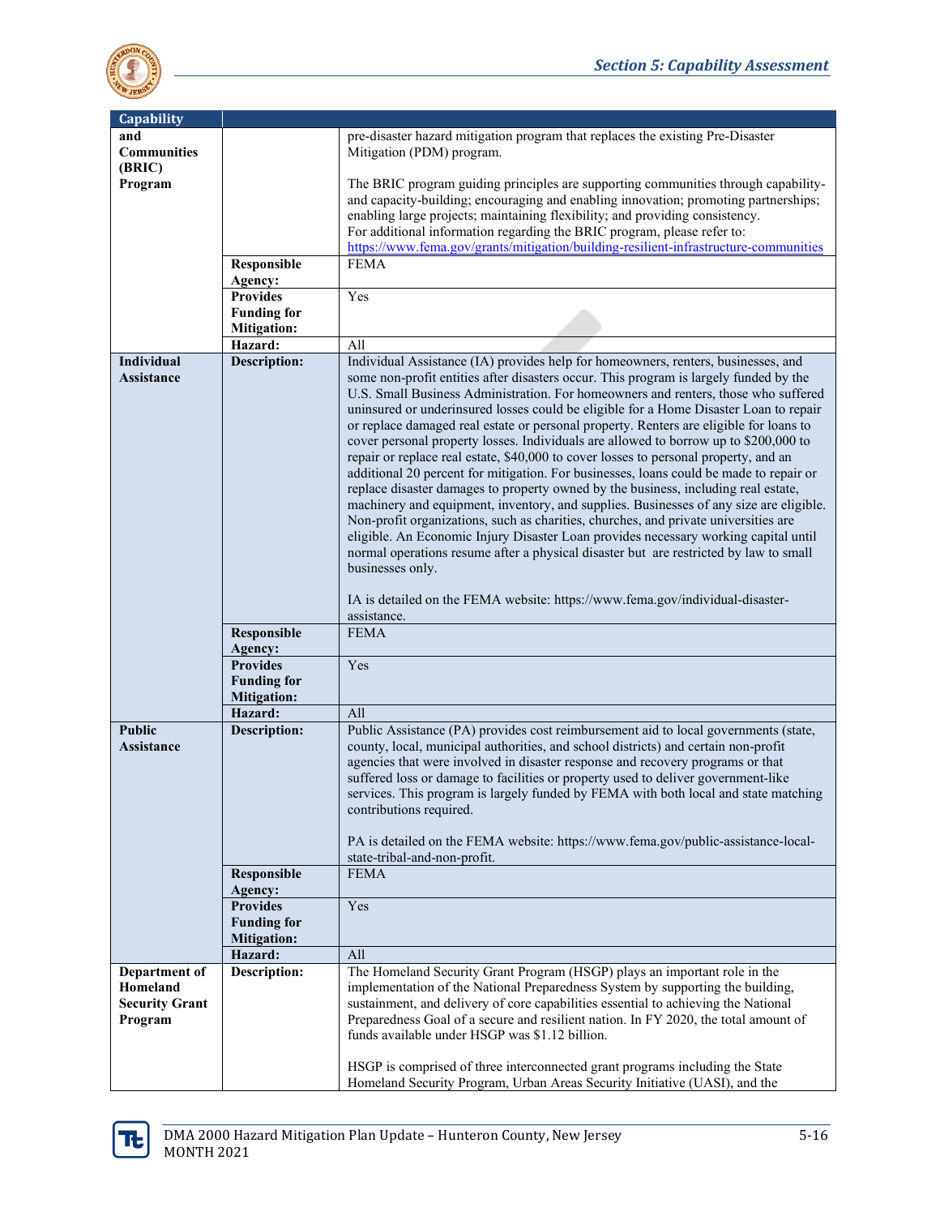| Capability | | |
|---|---|---|
| and Communities (BRIC) Program | | pre-disaster hazard mitigation program that replaces the existing Pre-Disaster Mitigation (PDM) program.<br><br>The BRIC program guiding principles are supporting communities through capability- and capacity-building; encouraging and enabling innovation; promoting partnerships; enabling large projects; maintaining flexibility; and providing consistency. For additional information regarding the BRIC program, please refer to: https://www.fema.gov/grants/mitigation/building-resilient-infrastructure-communities |
| | **Responsible Agency:** | FEMA |
| | **Provides Funding for Mitigation:** | Yes |
| | **Hazard:** | All |
| **Individual Assistance** | **Description:** | Individual Assistance (IA) provides help for homeowners, renters, businesses, and some non-profit entities after disasters occur. This program is largely funded by the U.S. Small Business Administration. For homeowners and renters, those who suffered uninsured or underinsured losses could be eligible for a Home Disaster Loan to repair or replace damaged real estate or personal property. Renters are eligible for loans to cover personal property losses. Individuals are allowed to borrow up to $200,000 to repair or replace real estate, $40,000 to cover losses to personal property, and an additional 20 percent for mitigation. For businesses, loans could be made to repair or replace disaster damages to property owned by the business, including real estate, machinery and equipment, inventory, and supplies. Businesses of any size are eligible. Non-profit organizations, such as charities, churches, and private universities are eligible. An Economic Injury Disaster Loan provides necessary working capital until normal operations resume after a physical disaster but are restricted by law to small businesses only.<br><br>IA is detailed on the FEMA website: https://www.fema.gov/individual-disaster-assistance. |
| | **Responsible Agency:** | FEMA |
| | **Provides Funding for Mitigation:** | Yes |
| | **Hazard:** | All |
| **Public Assistance** | **Description:** | Public Assistance (PA) provides cost reimbursement aid to local governments (state, county, local, municipal authorities, and school districts) and certain non-profit agencies that were involved in disaster response and recovery programs or that suffered loss or damage to facilities or property used to deliver government-like services. This program is largely funded by FEMA with both local and state matching contributions required.<br><br>PA is detailed on the FEMA website: https://www.fema.gov/public-assistance-local-state-tribal-and-non-profit. |
| | **Responsible Agency:** | FEMA |
| | **Provides Funding for Mitigation:** | Yes |
| | **Hazard:** | All |
| **Department of Homeland Security Grant Program** | **Description:** | The Homeland Security Grant Program (HSGP) plays an important role in the implementation of the National Preparedness System by supporting the building, sustainment, and delivery of core capabilities essential to achieving the National Preparedness Goal of a secure and resilient nation. In FY 2020, the total amount of funds available under HSGP was $1.12 billion.<br><br>HSGP is comprised of three interconnected grant programs including the State Homeland Security Program, Urban Areas Security Initiative (UASI), and the |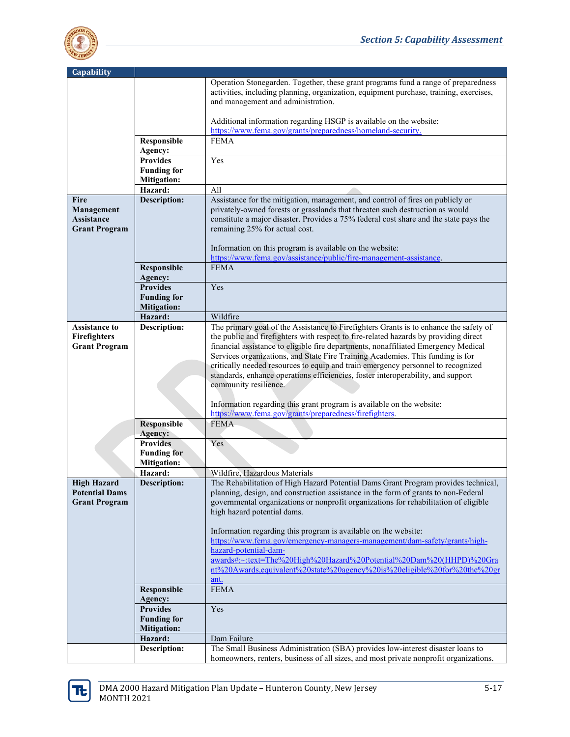| Capability | | |
|---|---|---|
| | | Operation Stonegarden. Together, these grant programs fund a range of preparedness activities, including planning, organization, equipment purchase, training, exercises, and management and administration.<br><br>Additional information regarding HSGP is available on the website: https://www.fema.gov/grants/preparedness/homeland-security. |
| | **Responsible Agency:** | FEMA |
| | **Provides Funding for Mitigation:** | Yes |
| | **Hazard:** | All |
| **Fire Management Assistance Grant Program** | **Description:** | Assistance for the mitigation, management, and control of fires on publicly or privately-owned forests or grasslands that threaten such destruction as would constitute a major disaster. Provides a 75% federal cost share and the state pays the remaining 25% for actual cost.<br><br>Information on this program is available on the website: https://www.fema.gov/assistance/public/fire-management-assistance. |
| | **Responsible Agency:** | FEMA |
| | **Provides Funding for Mitigation:** | Yes |
| | **Hazard:** | Wildfire |
| **Assistance to Firefighters Grant Program** | **Description:** | The primary goal of the Assistance to Firefighters Grants is to enhance the safety of the public and firefighters with respect to fire-related hazards by providing direct financial assistance to eligible fire departments, nonaffiliated Emergency Medical Services organizations, and State Fire Training Academies. This funding is for critically needed resources to equip and train emergency personnel to recognized standards, enhance operations efficiencies, foster interoperability, and support community resilience.<br><br>Information regarding this grant program is available on the website: https://www.fema.gov/grants/preparedness/firefighters. |
| | **Responsible Agency:** | FEMA |
| | **Provides Funding for Mitigation:** | Yes |
| | **Hazard:** | Wildfire, Hazardous Materials |
| **High Hazard Potential Dams Grant Program** | **Description:** | The Rehabilitation of High Hazard Potential Dams Grant Program provides technical, planning, design, and construction assistance in the form of grants to non-Federal governmental organizations or nonprofit organizations for rehabilitation of eligible high hazard potential dams.<br><br>Information regarding this program is available on the website: https://www.fema.gov/emergency-managers-management/dam-safety/grants/high-hazard-potential-dam-awards#:~:text=The%20High%20Hazard%20Potential%20Dam%20(HHPD)%20Grant%20Awards,equivalent%20state%20agency%20is%20eligible%20for%20the%20grant. |
| | **Responsible Agency:** | FEMA |
| | **Provides Funding for Mitigation:** | Yes |
| | **Hazard:** | Dam Failure |
| | **Description:** | The Small Business Administration (SBA) provides low-interest disaster loans to homeowners, renters, business of all sizes, and most private nonprofit organizations. |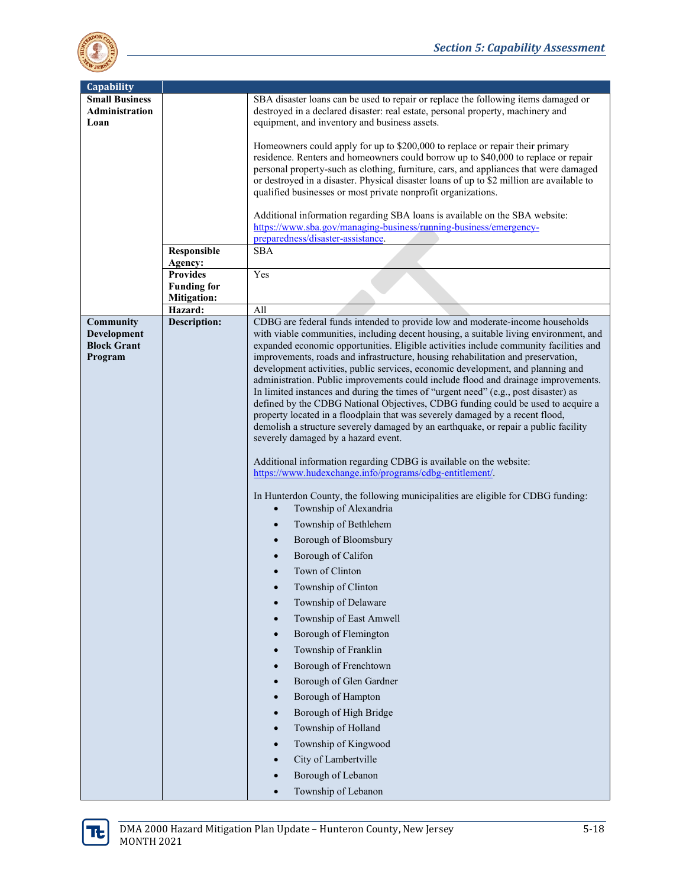| Capability | | |
|---|---|---|
| **Small Business Administration Loan** | | SBA disaster loans can be used to repair or replace the following items damaged or destroyed in a declared disaster: real estate, personal property, machinery and equipment, and inventory and business assets.<br><br>Homeowners could apply for up to $200,000 to replace or repair their primary residence. Renters and homeowners could borrow up to $40,000 to replace or repair personal property-such as clothing, furniture, cars, and appliances that were damaged or destroyed in a disaster. Physical disaster loans of up to $2 million are available to qualified businesses or most private nonprofit organizations.<br><br>Additional information regarding SBA loans is available on the SBA website: https://www.sba.gov/managing-business/running-business/emergency-preparedness/disaster-assistance. |
| | **Responsible Agency:** | SBA |
| | **Provides Funding for Mitigation:** | Yes |
| | **Hazard:** | All |
| **Community Development Block Grant Program** | **Description:** | CDBG are federal funds intended to provide low and moderate-income households with viable communities, including decent housing, a suitable living environment, and expanded economic opportunities. Eligible activities include community facilities and improvements, roads and infrastructure, housing rehabilitation and preservation, development activities, public services, economic development, and planning and administration. Public improvements could include flood and drainage improvements. In limited instances and during the times of "urgent need" (e.g., post disaster) as defined by the CDBG National Objectives, CDBG funding could be used to acquire a property located in a floodplain that was severely damaged by a recent flood, demolish a structure severely damaged by an earthquake, or repair a public facility severely damaged by a hazard event.<br><br>Additional information regarding CDBG is available on the website: https://www.hudexchange.info/programs/cdbg-entitlement/.<br><br>In Hunterdon County, the following municipalities are eligible for CDBG funding:<br>• Township of Alexandria<br>• Township of Bethlehem<br>• Borough of Bloomsbury<br>• Borough of Califon<br>• Town of Clinton<br>• Township of Clinton<br>• Township of Delaware<br>• Township of East Amwell<br>• Borough of Flemington<br>• Township of Franklin<br>• Borough of Frenchtown<br>• Borough of Glen Gardner<br>• Borough of Hampton<br>• Borough of High Bridge<br>• Township of Holland<br>• Township of Kingwood<br>• City of Lambertville<br>• Borough of Lebanon<br>• Township of Lebanon |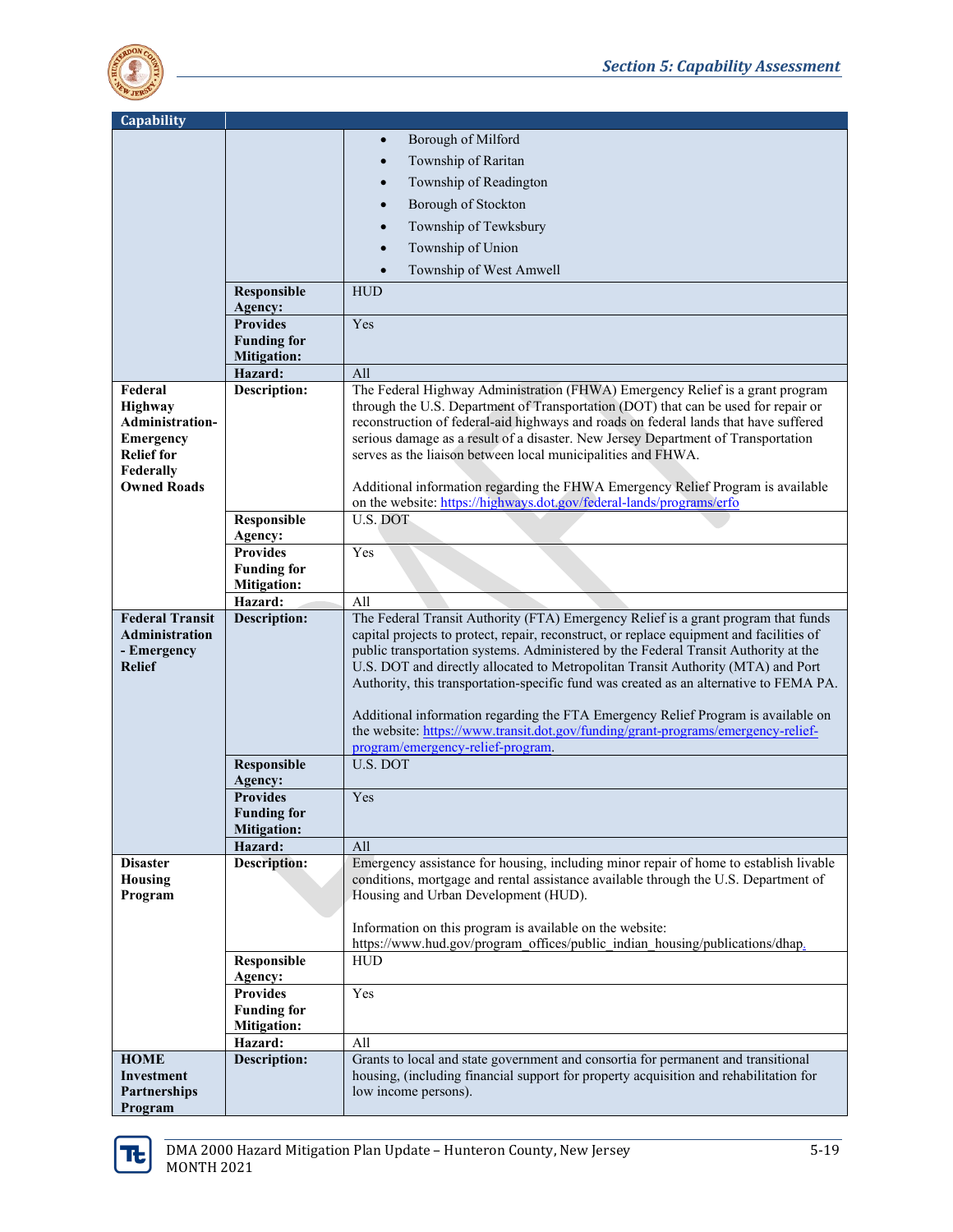| Capability | | |
|---|---|---|
| | | • Borough of Milford<br>• Township of Raritan<br>• Township of Readington<br>• Borough of Stockton<br>• Township of Tewksbury<br>• Township of Union<br>• Township of West Amwell |
| | **Responsible Agency:** | HUD |
| | **Provides Funding for Mitigation:** | Yes |
| | **Hazard:** | All |
| **Federal Highway Administration-Emergency Relief for Federally Owned Roads** | **Description:** | The Federal Highway Administration (FHWA) Emergency Relief is a grant program through the U.S. Department of Transportation (DOT) that can be used for repair or reconstruction of federal-aid highways and roads on federal lands that have suffered serious damage as a result of a disaster. New Jersey Department of Transportation serves as the liaison between local municipalities and FHWA.<br><br>Additional information regarding the FHWA Emergency Relief Program is available on the website: https://highways.dot.gov/federal-lands/programs/erfo |
| | **Responsible Agency:** | U.S. DOT |
| | **Provides Funding for Mitigation:** | Yes |
| | **Hazard:** | All |
| **Federal Transit Administration - Emergency Relief** | **Description:** | The Federal Transit Authority (FTA) Emergency Relief is a grant program that funds capital projects to protect, repair, reconstruct, or replace equipment and facilities of public transportation systems. Administered by the Federal Transit Authority at the U.S. DOT and directly allocated to Metropolitan Transit Authority (MTA) and Port Authority, this transportation-specific fund was created as an alternative to FEMA PA.<br><br>Additional information regarding the FTA Emergency Relief Program is available on the website: https://www.transit.dot.gov/funding/grant-programs/emergency-relief-program/emergency-relief-program. |
| | **Responsible Agency:** | U.S. DOT |
| | **Provides Funding for Mitigation:** | Yes |
| | **Hazard:** | All |
| **Disaster Housing Program** | **Description:** | Emergency assistance for housing, including minor repair of home to establish livable conditions, mortgage and rental assistance available through the U.S. Department of Housing and Urban Development (HUD).<br><br>Information on this program is available on the website: https://www.hud.gov/program_offices/public_indian_housing/publications/dhap. |
| | **Responsible Agency:** | HUD |
| | **Provides Funding for Mitigation:** | Yes |
| | **Hazard:** | All |
| **HOME Investment Partnerships Program** | **Description:** | Grants to local and state government and consortia for permanent and transitional housing, (including financial support for property acquisition and rehabilitation for low income persons). |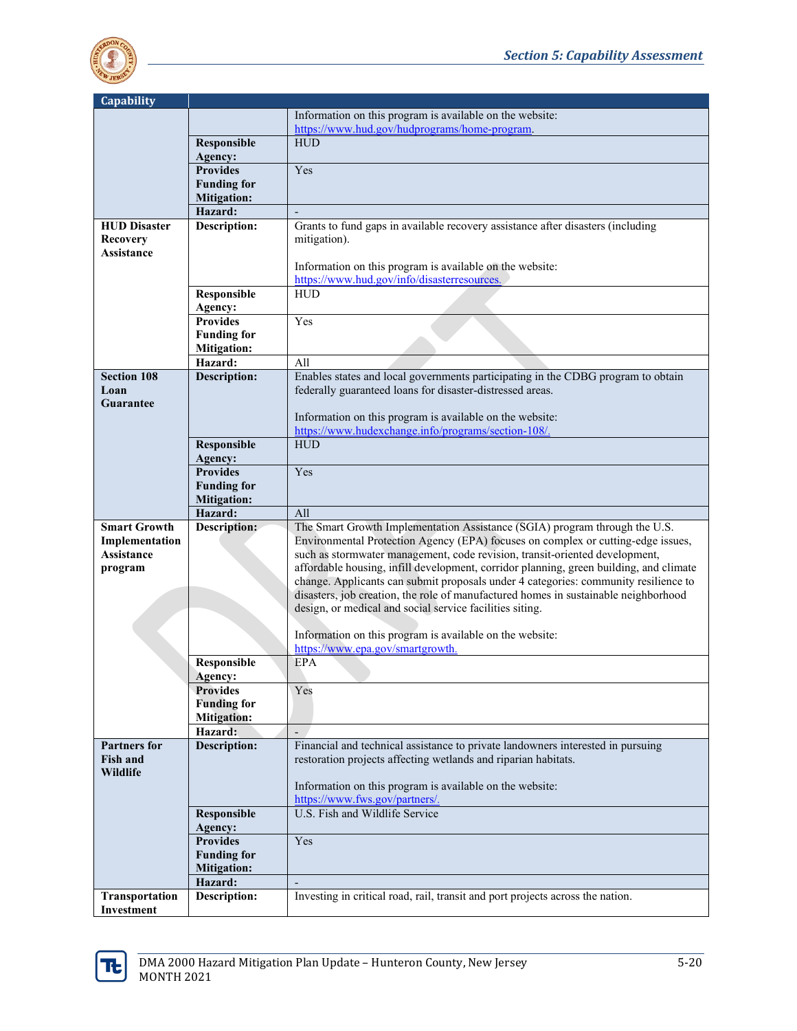| Capability | | |
|---|---|---|
| | | Information on this program is available on the website: https://www.hud.gov/hudprograms/home-program. |
| | **Responsible Agency:** | HUD |
| | **Provides Funding for Mitigation:** | Yes |
| | **Hazard:** | - |
| **HUD Disaster Recovery Assistance** | **Description:** | Grants to fund gaps in available recovery assistance after disasters (including mitigation).<br><br>Information on this program is available on the website: https://www.hud.gov/info/disasterresources. |
| | **Responsible Agency:** | HUD |
| | **Provides Funding for Mitigation:** | Yes |
| | **Hazard:** | All |
| **Section 108 Loan Guarantee** | **Description:** | Enables states and local governments participating in the CDBG program to obtain federally guaranteed loans for disaster-distressed areas.<br><br>Information on this program is available on the website: https://www.hudexchange.info/programs/section-108/. |
| | **Responsible Agency:** | HUD |
| | **Provides Funding for Mitigation:** | Yes |
| | **Hazard:** | All |
| **Smart Growth Implementation Assistance program** | **Description:** | The Smart Growth Implementation Assistance (SGIA) program through the U.S. Environmental Protection Agency (EPA) focuses on complex or cutting-edge issues, such as stormwater management, code revision, transit-oriented development, affordable housing, infill development, corridor planning, green building, and climate change. Applicants can submit proposals under 4 categories: community resilience to disasters, job creation, the role of manufactured homes in sustainable neighborhood design, or medical and social service facilities siting.<br><br>Information on this program is available on the website: https://www.epa.gov/smartgrowth. |
| | **Responsible Agency:** | EPA |
| | **Provides Funding for Mitigation:** | Yes |
| | **Hazard:** | - |
| **Partners for Fish and Wildlife** | **Description:** | Financial and technical assistance to private landowners interested in pursuing restoration projects affecting wetlands and riparian habitats.<br><br>Information on this program is available on the website: https://www.fws.gov/partners/. |
| | **Responsible Agency:** | U.S. Fish and Wildlife Service |
| | **Provides Funding for Mitigation:** | Yes |
| | **Hazard:** | - |
| **Transportation Investment** | **Description:** | Investing in critical road, rail, transit and port projects across the nation. |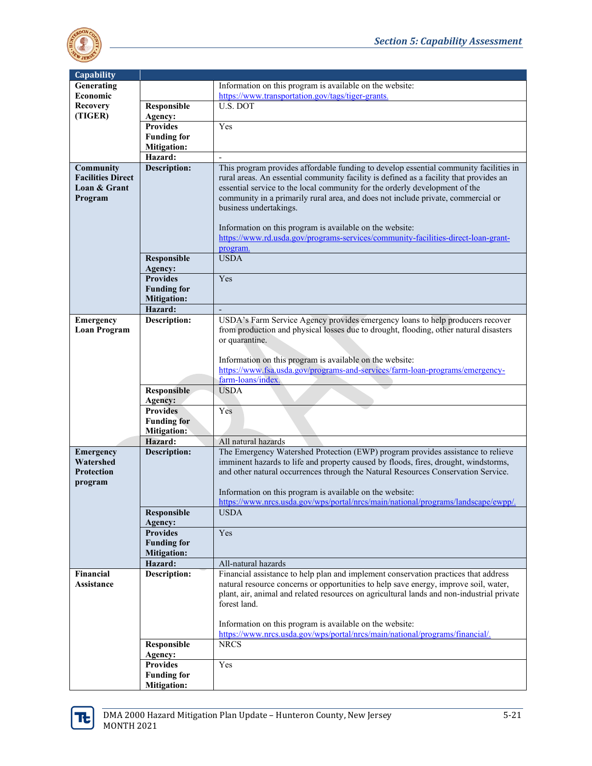| Capability | | |
|---|---|---|
| Generating Economic Recovery (TIGER) | | Information on this program is available on the website: https://www.transportation.gov/tags/tiger-grants. |
| | **Responsible Agency:** | U.S. DOT |
| | **Provides Funding for Mitigation:** | Yes |
| | **Hazard:** | - |
| **Community Facilities Direct Loan & Grant Program** | **Description:** | This program provides affordable funding to develop essential community facilities in rural areas. An essential community facility is defined as a facility that provides an essential service to the local community for the orderly development of the community in a primarily rural area, and does not include private, commercial or business undertakings.<br><br>Information on this program is available on the website: https://www.rd.usda.gov/programs-services/community-facilities-direct-loan-grant-program. |
| | **Responsible Agency:** | USDA |
| | **Provides Funding for Mitigation:** | Yes |
| | **Hazard:** | - |
| **Emergency Loan Program** | **Description:** | USDA's Farm Service Agency provides emergency loans to help producers recover from production and physical losses due to drought, flooding, other natural disasters or quarantine.<br><br>Information on this program is available on the website: https://www.fsa.usda.gov/programs-and-services/farm-loan-programs/emergency-farm-loans/index. |
| | **Responsible Agency:** | USDA |
| | **Provides Funding for Mitigation:** | Yes |
| | **Hazard:** | All natural hazards |
| **Emergency Watershed Protection program** | **Description:** | The Emergency Watershed Protection (EWP) program provides assistance to relieve imminent hazards to life and property caused by floods, fires, drought, windstorms, and other natural occurrences through the Natural Resources Conservation Service.<br><br>Information on this program is available on the website: https://www.nrcs.usda.gov/wps/portal/nrcs/main/national/programs/landscape/ewpp/. |
| | **Responsible Agency:** | USDA |
| | **Provides Funding for Mitigation:** | Yes |
| | **Hazard:** | All-natural hazards |
| **Financial Assistance** | **Description:** | Financial assistance to help plan and implement conservation practices that address natural resource concerns or opportunities to help save energy, improve soil, water, plant, air, animal and related resources on agricultural lands and non-industrial private forest land.<br><br>Information on this program is available on the website: https://www.nrcs.usda.gov/wps/portal/nrcs/main/national/programs/financial/. |
| | **Responsible Agency:** | NRCS |
| | **Provides Funding for Mitigation:** | Yes |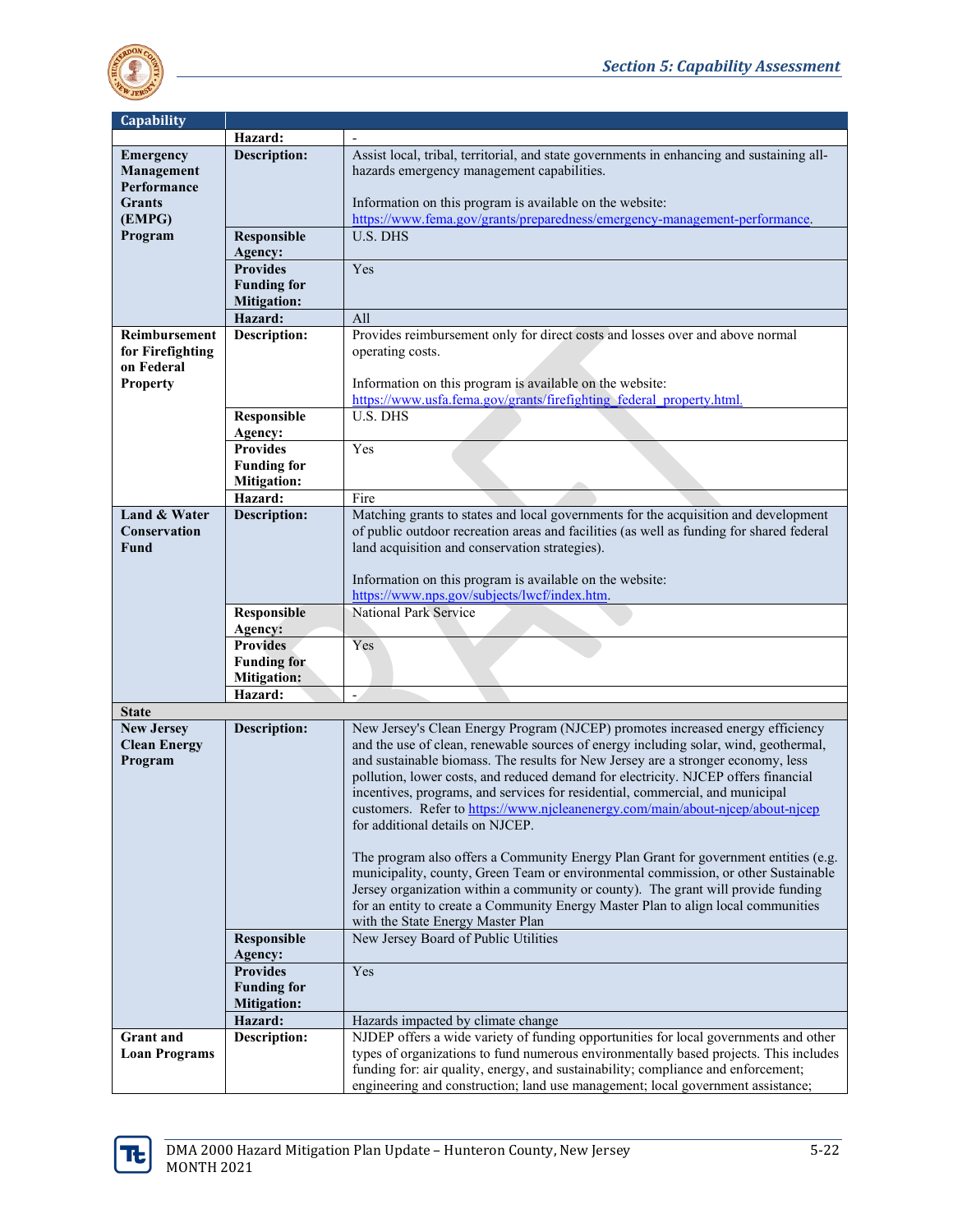| Capability | | |
|---|---|---|
| | **Hazard:** | - |
| **Emergency Management Performance Grants (EMPG) Program** | **Description:** | Assist local, tribal, territorial, and state governments in enhancing and sustaining all-hazards emergency management capabilities.<br><br>Information on this program is available on the website: https://www.fema.gov/grants/preparedness/emergency-management-performance. |
| | **Responsible Agency:** | U.S. DHS |
| | **Provides Funding for Mitigation:** | Yes |
| | **Hazard:** | All |
| **Reimbursement for Firefighting on Federal Property** | **Description:** | Provides reimbursement only for direct costs and losses over and above normal operating costs.<br><br>Information on this program is available on the website: https://www.usfa.fema.gov/grants/firefighting_federal_property.html. |
| | **Responsible Agency:** | U.S. DHS |
| | **Provides Funding for Mitigation:** | Yes |
| | **Hazard:** | Fire |
| **Land & Water Conservation Fund** | **Description:** | Matching grants to states and local governments for the acquisition and development of public outdoor recreation areas and facilities (as well as funding for shared federal land acquisition and conservation strategies).<br><br>Information on this program is available on the website: https://www.nps.gov/subjects/lwcf/index.htm. |
| | **Responsible Agency:** | National Park Service |
| | **Provides Funding for Mitigation:** | Yes |
| | **Hazard:** | - |
| **State** | | |
| **New Jersey Clean Energy Program** | **Description:** | New Jersey's Clean Energy Program (NJCEP) promotes increased energy efficiency and the use of clean, renewable sources of energy including solar, wind, geothermal, and sustainable biomass. The results for New Jersey are a stronger economy, less pollution, lower costs, and reduced demand for electricity. NJCEP offers financial incentives, programs, and services for residential, commercial, and municipal customers. Refer to https://www.njcleanenergy.com/main/about-njcep/about-njcep for additional details on NJCEP.<br><br>The program also offers a Community Energy Plan Grant for government entities (e.g. municipality, county, Green Team or environmental commission, or other Sustainable Jersey organization within a community or county). The grant will provide funding for an entity to create a Community Energy Master Plan to align local communities with the State Energy Master Plan |
| | **Responsible Agency:** | New Jersey Board of Public Utilities |
| | **Provides Funding for Mitigation:** | Yes |
| | **Hazard:** | Hazards impacted by climate change |
| **Grant and Loan Programs** | **Description:** | NJDEP offers a wide variety of funding opportunities for local governments and other types of organizations to fund numerous environmentally based projects. This includes funding for: air quality, energy, and sustainability; compliance and enforcement; engineering and construction; land use management; local government assistance; |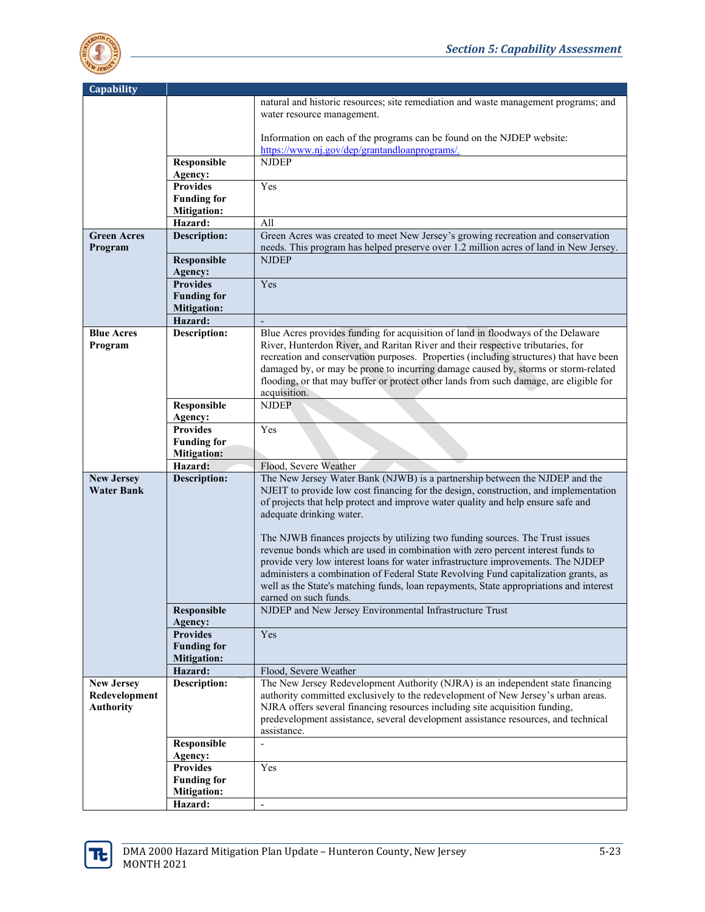| Capability | | |
|---|---|---|
| | | natural and historic resources; site remediation and waste management programs; and water resource management.<br><br>Information on each of the programs can be found on the NJDEP website: https://www.nj.gov/dep/grantandloanprograms/. |
| | **Responsible Agency:** | NJDEP |
| | **Provides Funding for Mitigation:** | Yes |
| | **Hazard:** | All |
| **Green Acres Program** | **Description:** | Green Acres was created to meet New Jersey's growing recreation and conservation needs. This program has helped preserve over 1.2 million acres of land in New Jersey. |
| | **Responsible Agency:** | NJDEP |
| | **Provides Funding for Mitigation:** | Yes |
| | **Hazard:** | - |
| **Blue Acres Program** | **Description:** | Blue Acres provides funding for acquisition of land in floodways of the Delaware River, Hunterdon River, and Raritan River and their respective tributaries, for recreation and conservation purposes. Properties (including structures) that have been damaged by, or may be prone to incurring damage caused by, storms or storm-related flooding, or that may buffer or protect other lands from such damage, are eligible for acquisition. |
| | **Responsible Agency:** | NJDEP |
| | **Provides Funding for Mitigation:** | Yes |
| | **Hazard:** | Flood, Severe Weather |
| **New Jersey Water Bank** | **Description:** | The New Jersey Water Bank (NJWB) is a partnership between the NJDEP and the NJEIT to provide low cost financing for the design, construction, and implementation of projects that help protect and improve water quality and help ensure safe and adequate drinking water.<br><br>The NJWB finances projects by utilizing two funding sources. The Trust issues revenue bonds which are used in combination with zero percent interest funds to provide very low interest loans for water infrastructure improvements. The NJDEP administers a combination of Federal State Revolving Fund capitalization grants, as well as the State's matching funds, loan repayments, State appropriations and interest earned on such funds. |
| | **Responsible Agency:** | NJDEP and New Jersey Environmental Infrastructure Trust |
| | **Provides Funding for Mitigation:** | Yes |
| | **Hazard:** | Flood, Severe Weather |
| **New Jersey Redevelopment Authority** | **Description:** | The New Jersey Redevelopment Authority (NJRA) is an independent state financing authority committed exclusively to the redevelopment of New Jersey's urban areas. NJRA offers several financing resources including site acquisition funding, predevelopment assistance, several development assistance resources, and technical assistance. |
| | **Responsible Agency:** | - |
| | **Provides Funding for Mitigation:** | Yes |
| | **Hazard:** | - |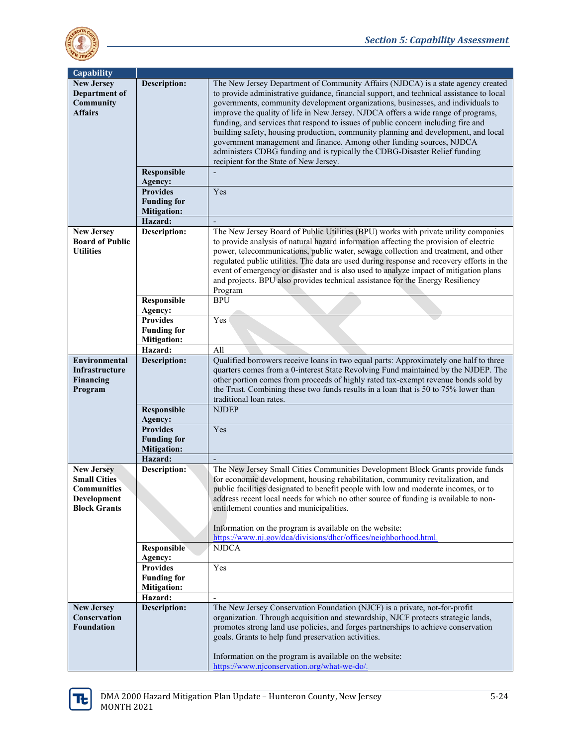| Capability | | |
|---|---|---|
| **New Jersey Department of Community Affairs** | **Description:** | The New Jersey Department of Community Affairs (NJDCA) is a state agency created to provide administrative guidance, financial support, and technical assistance to local governments, community development organizations, businesses, and individuals to improve the quality of life in New Jersey. NJDCA offers a wide range of programs, funding, and services that respond to issues of public concern including fire and building safety, housing production, community planning and development, and local government management and finance. Among other funding sources, NJDCA administers CDBG funding and is typically the CDBG-Disaster Relief funding recipient for the State of New Jersey. |
| | **Responsible Agency:** | - |
| | **Provides Funding for Mitigation:** | Yes |
| | **Hazard:** | - |
| **New Jersey Board of Public Utilities** | **Description:** | The New Jersey Board of Public Utilities (BPU) works with private utility companies to provide analysis of natural hazard information affecting the provision of electric power, telecommunications, public water, sewage collection and treatment, and other regulated public utilities. The data are used during response and recovery efforts in the event of emergency or disaster and is also used to analyze impact of mitigation plans and projects. BPU also provides technical assistance for the Energy Resiliency Program |
| | **Responsible Agency:** | BPU |
| | **Provides Funding for Mitigation:** | Yes |
| | **Hazard:** | All |
| **Environmental Infrastructure Financing Program** | **Description:** | Qualified borrowers receive loans in two equal parts: Approximately one half to three quarters comes from a 0-interest State Revolving Fund maintained by the NJDEP. The other portion comes from proceeds of highly rated tax-exempt revenue bonds sold by the Trust. Combining these two funds results in a loan that is 50 to 75% lower than traditional loan rates. |
| | **Responsible Agency:** | NJDEP |
| | **Provides Funding for Mitigation:** | Yes |
| | **Hazard:** | - |
| **New Jersey Small Cities Communities Development Block Grants** | **Description:** | The New Jersey Small Cities Communities Development Block Grants provide funds for economic development, housing rehabilitation, community revitalization, and public facilities designated to benefit people with low and moderate incomes, or to address recent local needs for which no other source of funding is available to non-entitlement counties and municipalities.<br><br>Information on the program is available on the website: https://www.nj.gov/dca/divisions/dhcr/offices/neighborhood.html. |
| | **Responsible Agency:** | NJDCA |
| | **Provides Funding for Mitigation:** | Yes |
| | **Hazard:** | - |
| **New Jersey Conservation Foundation** | **Description:** | The New Jersey Conservation Foundation (NJCF) is a private, not-for-profit organization. Through acquisition and stewardship, NJCF protects strategic lands, promotes strong land use policies, and forges partnerships to achieve conservation goals. Grants to help fund preservation activities.<br><br>Information on the program is available on the website: https://www.njconservation.org/what-we-do/. |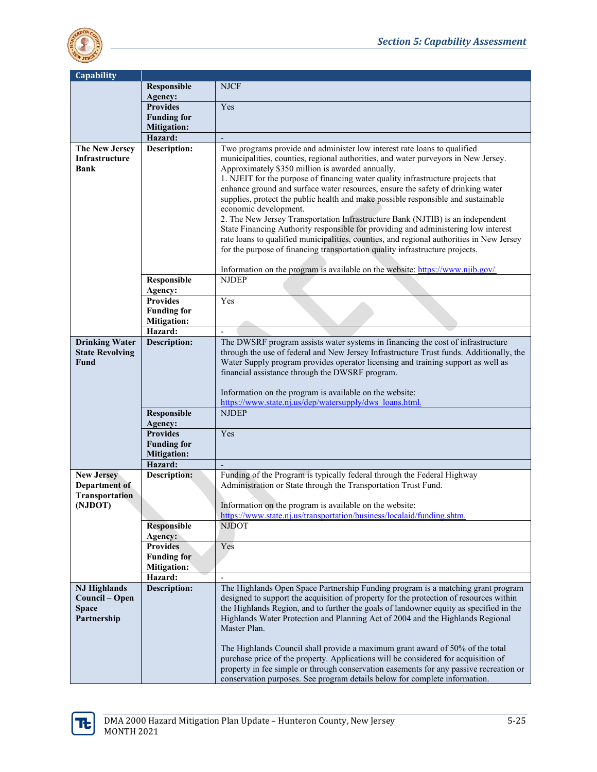| Capability | | |
|---|---|---|
| | **Responsible Agency:** | NJCF |
| | **Provides Funding for Mitigation:** | Yes |
| | **Hazard:** | - |
| **The New Jersey Infrastructure Bank** | **Description:** | Two programs provide and administer low interest rate loans to qualified municipalities, counties, regional authorities, and water purveyors in New Jersey. Approximately $350 million is awarded annually.<br>1. NJEIT for the purpose of financing water quality infrastructure projects that enhance ground and surface water resources, ensure the safety of drinking water supplies, protect the public health and make possible responsible and sustainable economic development.<br>2. The New Jersey Transportation Infrastructure Bank (NJTIB) is an independent State Financing Authority responsible for providing and administering low interest rate loans to qualified municipalities, counties, and regional authorities in New Jersey for the purpose of financing transportation quality infrastructure projects.<br><br>Information on the program is available on the website: https://www.njib.gov/. |
| | **Responsible Agency:** | NJDEP |
| | **Provides Funding for Mitigation:** | Yes |
| | **Hazard:** | - |
| **Drinking Water State Revolving Fund** | **Description:** | The DWSRF program assists water systems in financing the cost of infrastructure through the use of federal and New Jersey Infrastructure Trust funds. Additionally, the Water Supply program provides operator licensing and training support as well as financial assistance through the DWSRF program.<br><br>Information on the program is available on the website: https://www.state.nj.us/dep/watersupply/dws_loans.html. |
| | **Responsible Agency:** | NJDEP |
| | **Provides Funding for Mitigation:** | Yes |
| | **Hazard:** | - |
| **New Jersey Department of Transportation (NJDOT)** | **Description:** | Funding of the Program is typically federal through the Federal Highway Administration or State through the Transportation Trust Fund.<br><br>Information on the program is available on the website: https://www.state.nj.us/transportation/business/localaid/funding.shtm. |
| | **Responsible Agency:** | NJDOT |
| | **Provides Funding for Mitigation:** | Yes |
| | **Hazard:** | - |
| **NJ Highlands Council – Open Space Partnership** | **Description:** | The Highlands Open Space Partnership Funding program is a matching grant program designed to support the acquisition of property for the protection of resources within the Highlands Region, and to further the goals of landowner equity as specified in the Highlands Water Protection and Planning Act of 2004 and the Highlands Regional Master Plan.<br><br>The Highlands Council shall provide a maximum grant award of 50% of the total purchase price of the property. Applications will be considered for acquisition of property in fee simple or through conservation easements for any passive recreation or conservation purposes. See program details below for complete information. |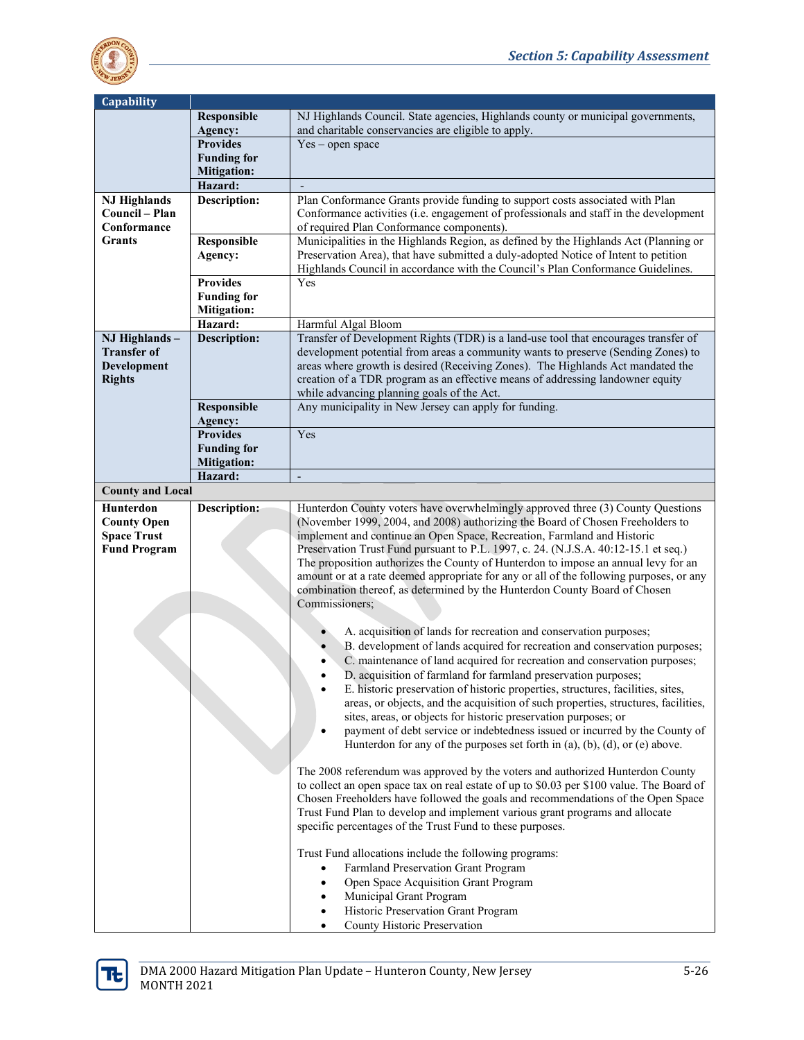| Capability | | |
|---|---|---|
| | **Responsible Agency:** | NJ Highlands Council. State agencies, Highlands county or municipal governments, and charitable conservancies are eligible to apply. |
| | **Provides Funding for Mitigation:** | Yes – open space |
| | **Hazard:** | - |
| **NJ Highlands Council – Plan Conformance Grants** | **Description:** | Plan Conformance Grants provide funding to support costs associated with Plan Conformance activities (i.e. engagement of professionals and staff in the development of required Plan Conformance components). |
| | **Responsible Agency:** | Municipalities in the Highlands Region, as defined by the Highlands Act (Planning or Preservation Area), that have submitted a duly-adopted Notice of Intent to petition Highlands Council in accordance with the Council's Plan Conformance Guidelines. |
| | **Provides Funding for Mitigation:** | Yes |
| | **Hazard:** | Harmful Algal Bloom |
| **NJ Highlands – Transfer of Development Rights** | **Description:** | Transfer of Development Rights (TDR) is a land-use tool that encourages transfer of development potential from areas a community wants to preserve (Sending Zones) to areas where growth is desired (Receiving Zones). The Highlands Act mandated the creation of a TDR program as an effective means of addressing landowner equity while advancing planning goals of the Act. |
| | **Responsible Agency:** | Any municipality in New Jersey can apply for funding. |
| | **Provides Funding for Mitigation:** | Yes |
| | **Hazard:** | - |
| **County and Local** | | |
| **Hunterdon County Open Space Trust Fund Program** | **Description:** | Hunterdon County voters have overwhelmingly approved three (3) County Questions (November 1999, 2004, and 2008) authorizing the Board of Chosen Freeholders to implement and continue an Open Space, Recreation, Farmland and Historic Preservation Trust Fund pursuant to P.L. 1997, c. 24. (N.J.S.A. 40:12-15.1 et seq.) The proposition authorizes the County of Hunterdon to impose an annual levy for an amount or at a rate deemed appropriate for any or all of the following purposes, or any combination thereof, as determined by the Hunterdon County Board of Chosen Commissioners;<br><br>• A. acquisition of lands for recreation and conservation purposes;<br>• B. development of lands acquired for recreation and conservation purposes;<br>• C. maintenance of land acquired for recreation and conservation purposes;<br>• D. acquisition of farmland for farmland preservation purposes;<br>• E. historic preservation of historic properties, structures, facilities, sites, areas, or objects, and the acquisition of such properties, structures, facilities, sites, areas, or objects for historic preservation purposes; or<br>• payment of debt service or indebtedness issued or incurred by the County of Hunterdon for any of the purposes set forth in (a), (b), (d), or (e) above.<br><br>The 2008 referendum was approved by the voters and authorized Hunterdon County to collect an open space tax on real estate of up to $0.03 per $100 value. The Board of Chosen Freeholders have followed the goals and recommendations of the Open Space Trust Fund Plan to develop and implement various grant programs and allocate specific percentages of the Trust Fund to these purposes.<br><br>Trust Fund allocations include the following programs:<br>• Farmland Preservation Grant Program<br>• Open Space Acquisition Grant Program<br>• Municipal Grant Program<br>• Historic Preservation Grant Program<br>• County Historic Preservation |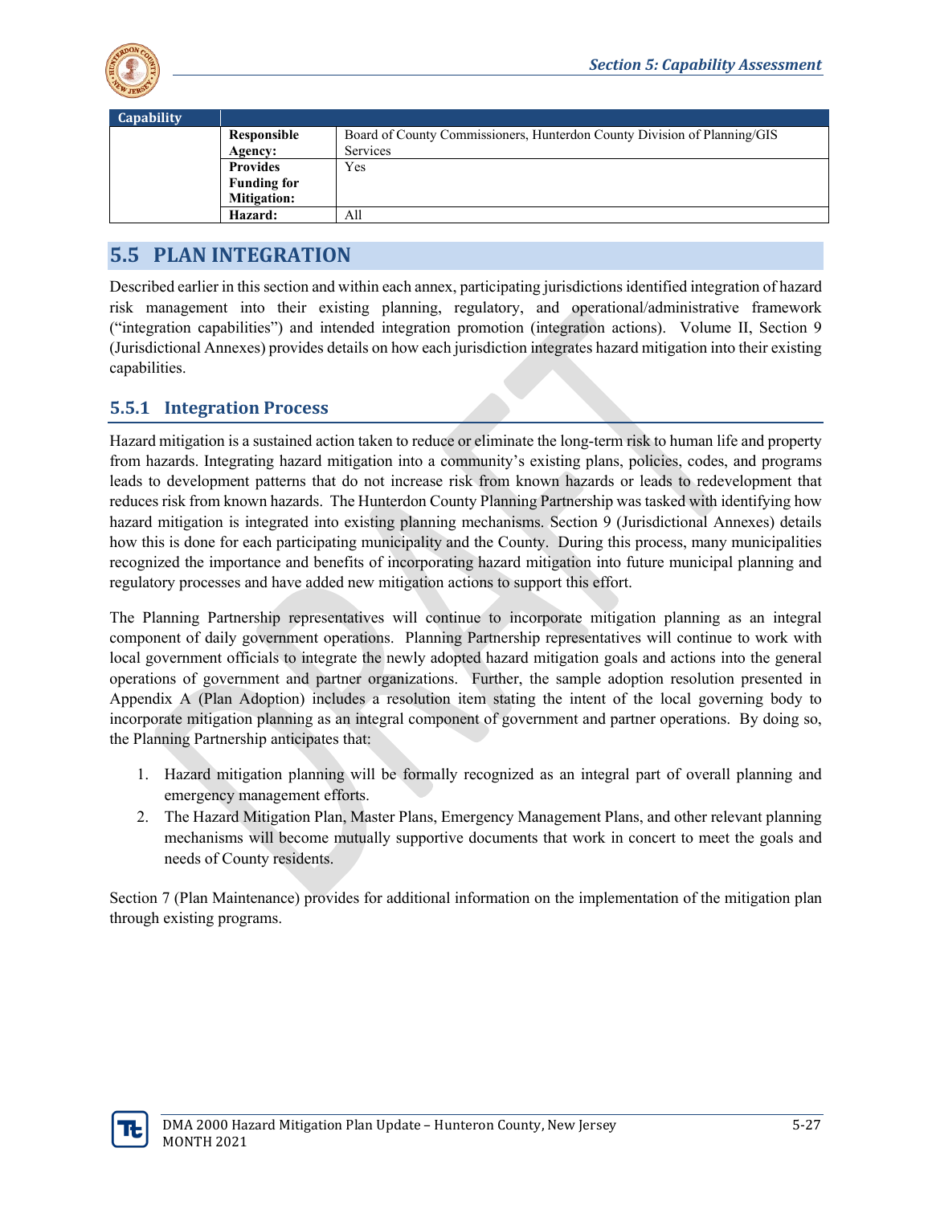| Capability | | |
|---|---|---|
| | **Responsible Agency:** | Board of County Commissioners, Hunterdon County Division of Planning/GIS Services |
| | **Provides Funding for Mitigation:** | Yes |
| | **Hazard:** | All |

## 5.5 PLAN INTEGRATION

Described earlier in this section and within each annex, participating jurisdictions identified integration of hazard risk management into their existing planning, regulatory, and operational/administrative framework ("integration capabilities") and intended integration promotion (integration actions). Volume II, Section 9 (Jurisdictional Annexes) provides details on how each jurisdiction integrates hazard mitigation into their existing capabilities.

### 5.5.1 Integration Process

Hazard mitigation is a sustained action taken to reduce or eliminate the long-term risk to human life and property from hazards. Integrating hazard mitigation into a community's existing plans, policies, codes, and programs leads to development patterns that do not increase risk from known hazards or leads to redevelopment that reduces risk from known hazards. The Hunterdon County Planning Partnership was tasked with identifying how hazard mitigation is integrated into existing planning mechanisms. Section 9 (Jurisdictional Annexes) details how this is done for each participating municipality and the County. During this process, many municipalities recognized the importance and benefits of incorporating hazard mitigation into future municipal planning and regulatory processes and have added new mitigation actions to support this effort.

The Planning Partnership representatives will continue to incorporate mitigation planning as an integral component of daily government operations. Planning Partnership representatives will continue to work with local government officials to integrate the newly adopted hazard mitigation goals and actions into the general operations of government and partner organizations. Further, the sample adoption resolution presented in Appendix A (Plan Adoption) includes a resolution item stating the intent of the local governing body to incorporate mitigation planning as an integral component of government and partner operations. By doing so, the Planning Partnership anticipates that:

1. Hazard mitigation planning will be formally recognized as an integral part of overall planning and emergency management efforts.
2. The Hazard Mitigation Plan, Master Plans, Emergency Management Plans, and other relevant planning mechanisms will become mutually supportive documents that work in concert to meet the goals and needs of County residents.

Section 7 (Plan Maintenance) provides for additional information on the implementation of the mitigation plan through existing programs.